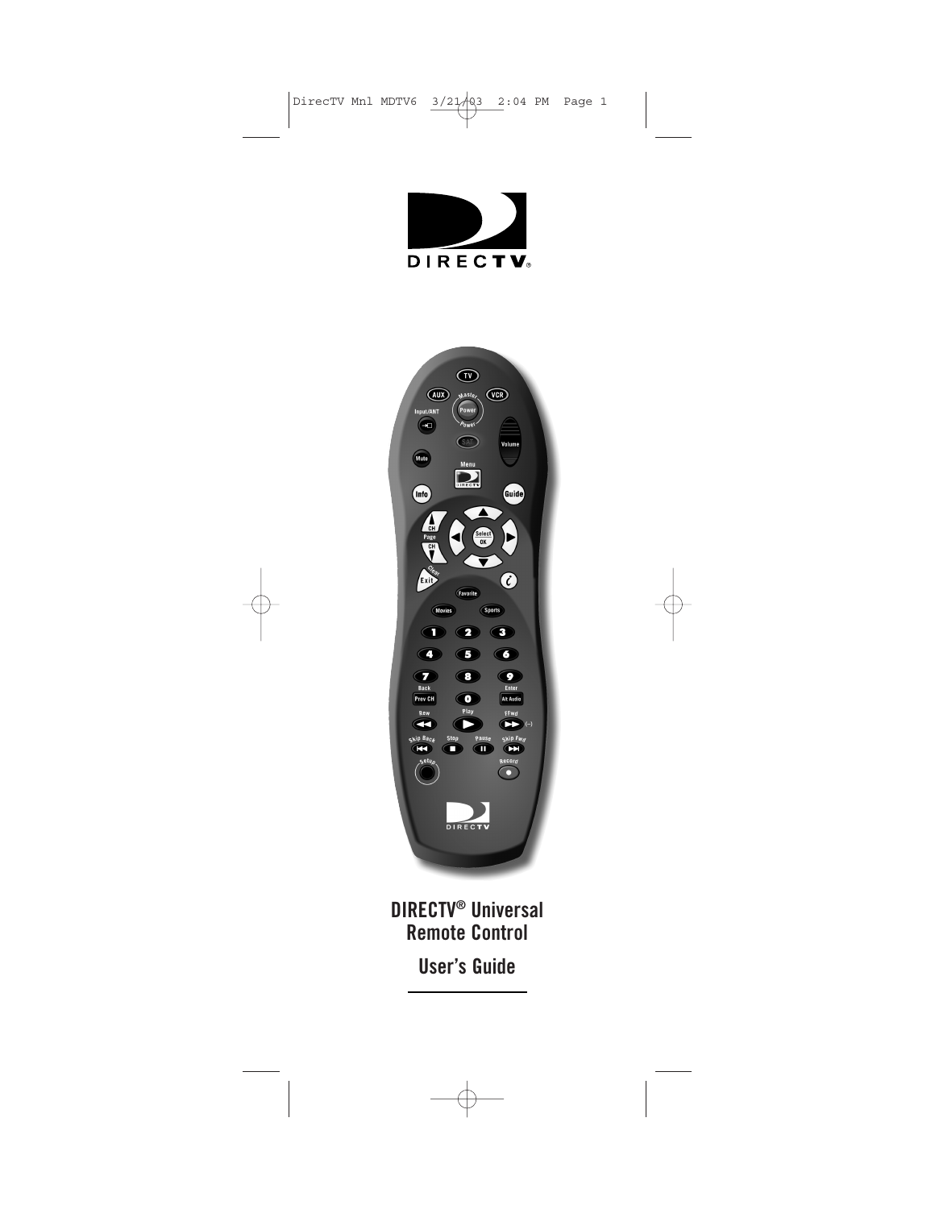# DIRECTV® Universal Remote Control

## User's Guide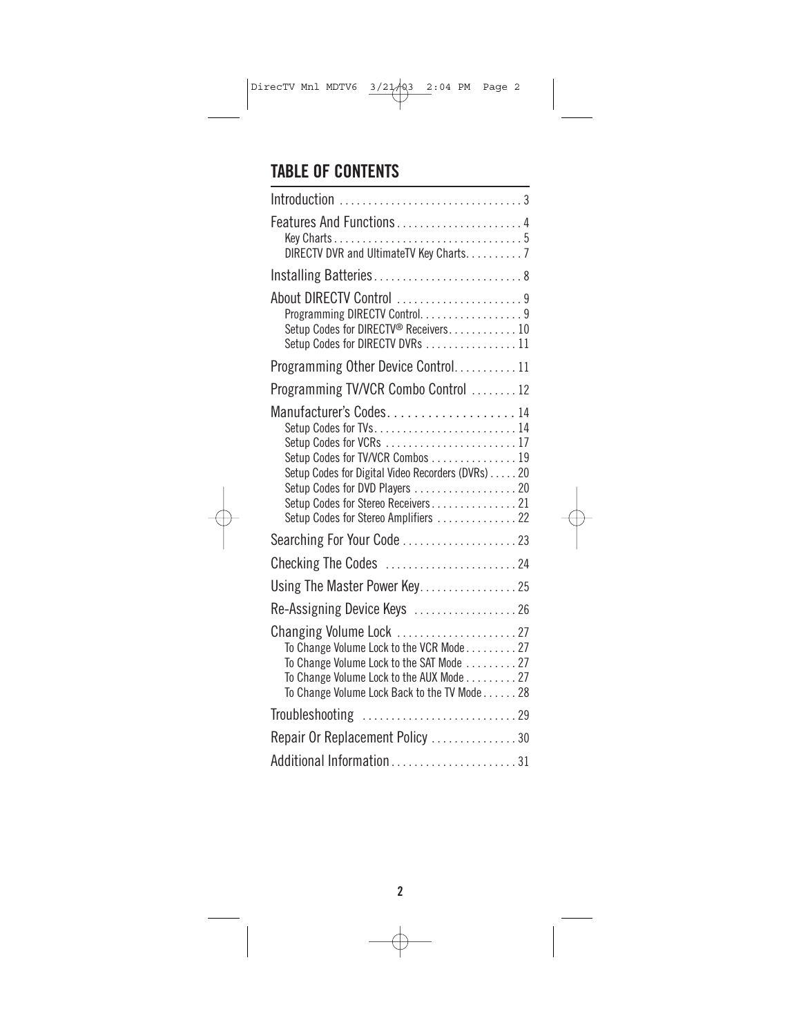## TABLE OF CONTENTS

Introduction . . . . . . . . . . . . . . . . . . . . . . . . . . . . . . . . 3

Features And Functions . . . . . . . . . . . . . . . . . . . . . . 4
- Key Charts . . . . . . . . . . . . . . . . . . . . . . . . . . . . . . . . . 5
- DIRECTV DVR and UltimateTV Key Charts. . . . . . . . . . 7

Installing Batteries . . . . . . . . . . . . . . . . . . . . . . . . . . 8

About DIRECTV Control . . . . . . . . . . . . . . . . . . . . . . 9
- Programming DIRECTV Control. . . . . . . . . . . . . . . . . . 9
- Setup Codes for DIRECTV® Receivers. . . . . . . . . . . . 10
- Setup Codes for DIRECTV DVRs . . . . . . . . . . . . . . . . 11

Programming Other Device Control. . . . . . . . . . . 11

Programming TV/VCR Combo Control . . . . . . . . 12

Manufacturer's Codes. . . . . . . . . . . . . . . . . . . . 14
- Setup Codes for TVs. . . . . . . . . . . . . . . . . . . . . . . . . 14
- Setup Codes for VCRs . . . . . . . . . . . . . . . . . . . . . . . 17
- Setup Codes for TV/VCR Combos . . . . . . . . . . . . . . . 19
- Setup Codes for Digital Video Recorders (DVRs) . . . . . 20
- Setup Codes for DVD Players . . . . . . . . . . . . . . . . . . 20
- Setup Codes for Stereo Receivers . . . . . . . . . . . . . . . 21
- Setup Codes for Stereo Amplifiers . . . . . . . . . . . . . . 22

Searching For Your Code . . . . . . . . . . . . . . . . . . . . 23

Checking The Codes . . . . . . . . . . . . . . . . . . . . . . . 24

Using The Master Power Key. . . . . . . . . . . . . . . . . 25

Re-Assigning Device Keys . . . . . . . . . . . . . . . . . . 26

Changing Volume Lock . . . . . . . . . . . . . . . . . . . . . 27
- To Change Volume Lock to the VCR Mode . . . . . . . . . 27
- To Change Volume Lock to the SAT Mode . . . . . . . . . 27
- To Change Volume Lock to the AUX Mode . . . . . . . . . 27
- To Change Volume Lock Back to the TV Mode . . . . . . 28

Troubleshooting . . . . . . . . . . . . . . . . . . . . . . . . . . . 29

Repair Or Replacement Policy . . . . . . . . . . . . . . . 30

Additional Information . . . . . . . . . . . . . . . . . . . . . . 31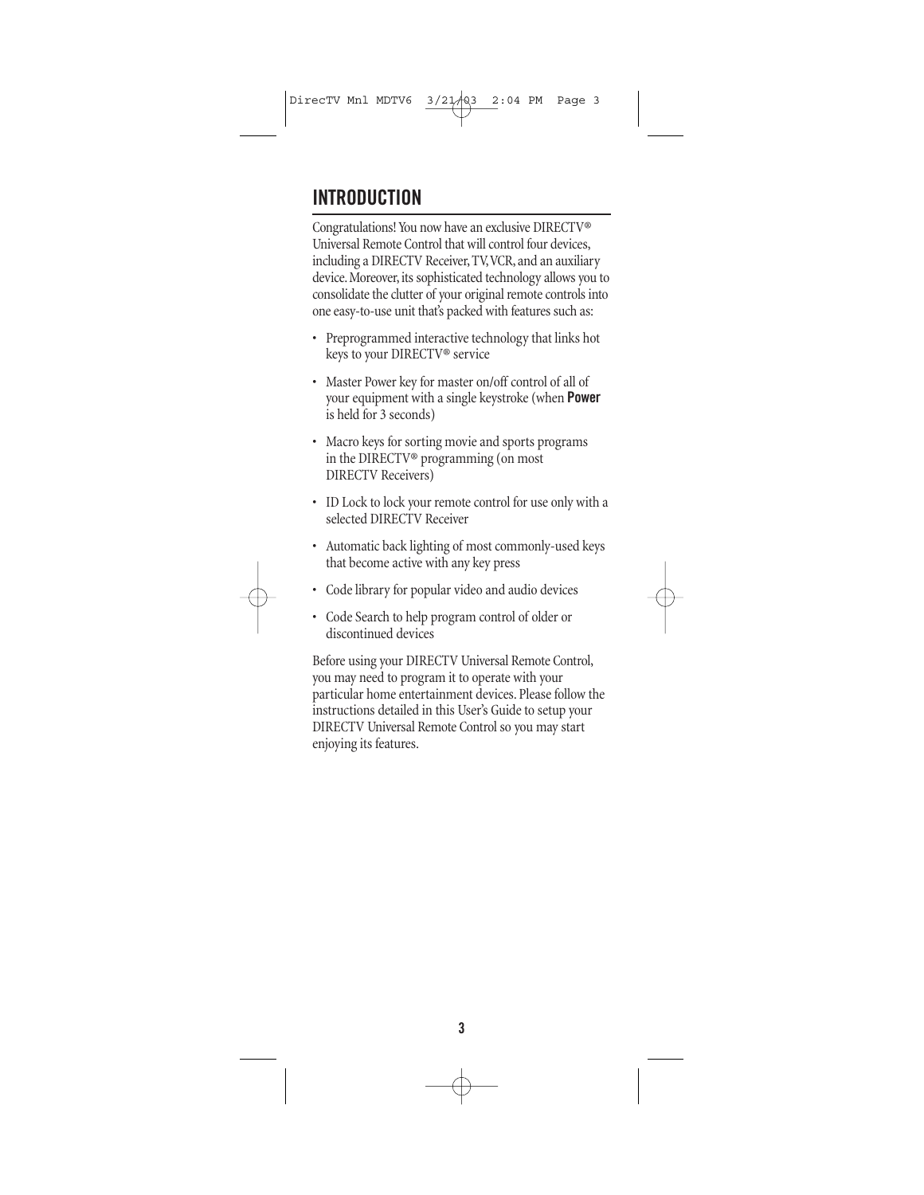# INTRODUCTION

Congratulations! You now have an exclusive DIRECTV® Universal Remote Control that will control four devices, including a DIRECTV Receiver, TV, VCR, and an auxiliary device. Moreover, its sophisticated technology allows you to consolidate the clutter of your original remote controls into one easy-to-use unit that's packed with features such as:

- Preprogrammed interactive technology that links hot keys to your DIRECTV® service
- Master Power key for master on/off control of all of your equipment with a single keystroke (when **Power** is held for 3 seconds)
- Macro keys for sorting movie and sports programs in the DIRECTV® programming (on most DIRECTV Receivers)
- ID Lock to lock your remote control for use only with a selected DIRECTV Receiver
- Automatic back lighting of most commonly-used keys that become active with any key press
- Code library for popular video and audio devices
- Code Search to help program control of older or discontinued devices

Before using your DIRECTV Universal Remote Control, you may need to program it to operate with your particular home entertainment devices. Please follow the instructions detailed in this User's Guide to setup your DIRECTV Universal Remote Control so you may start enjoying its features.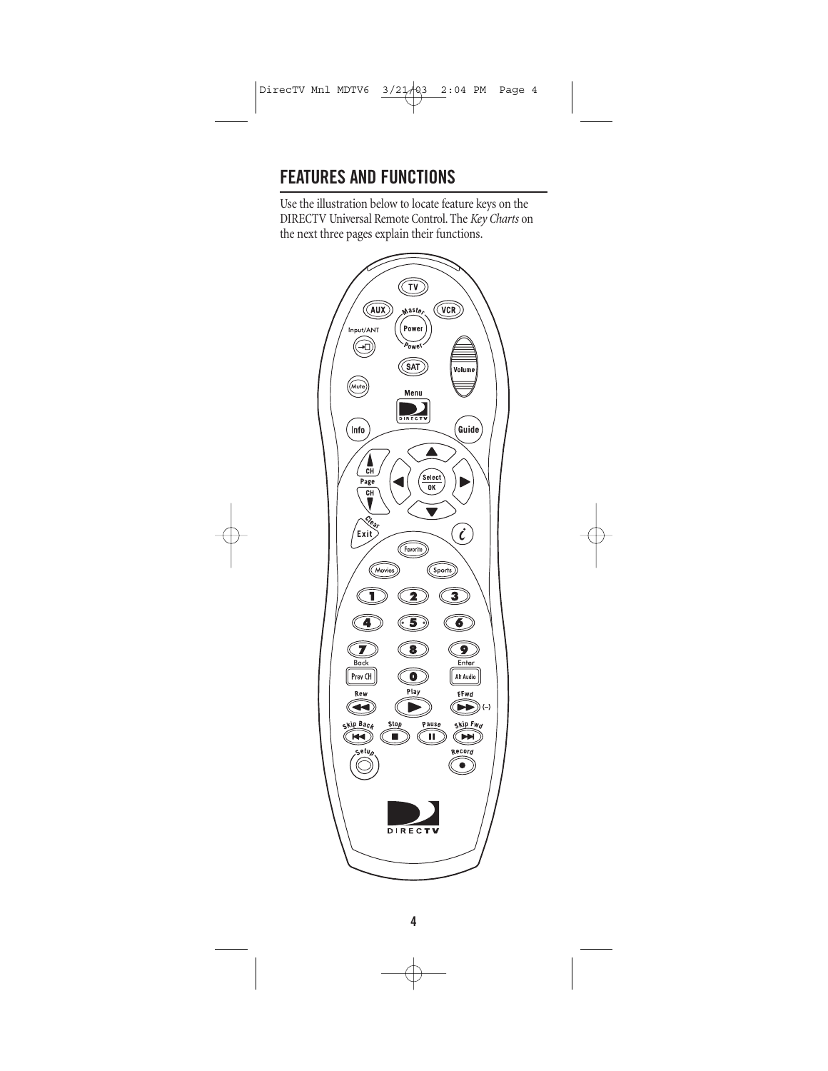## FEATURES AND FUNCTIONS

Use the illustration below to locate feature keys on the DIRECTV Universal Remote Control. The *Key Charts* on the next three pages explain their functions.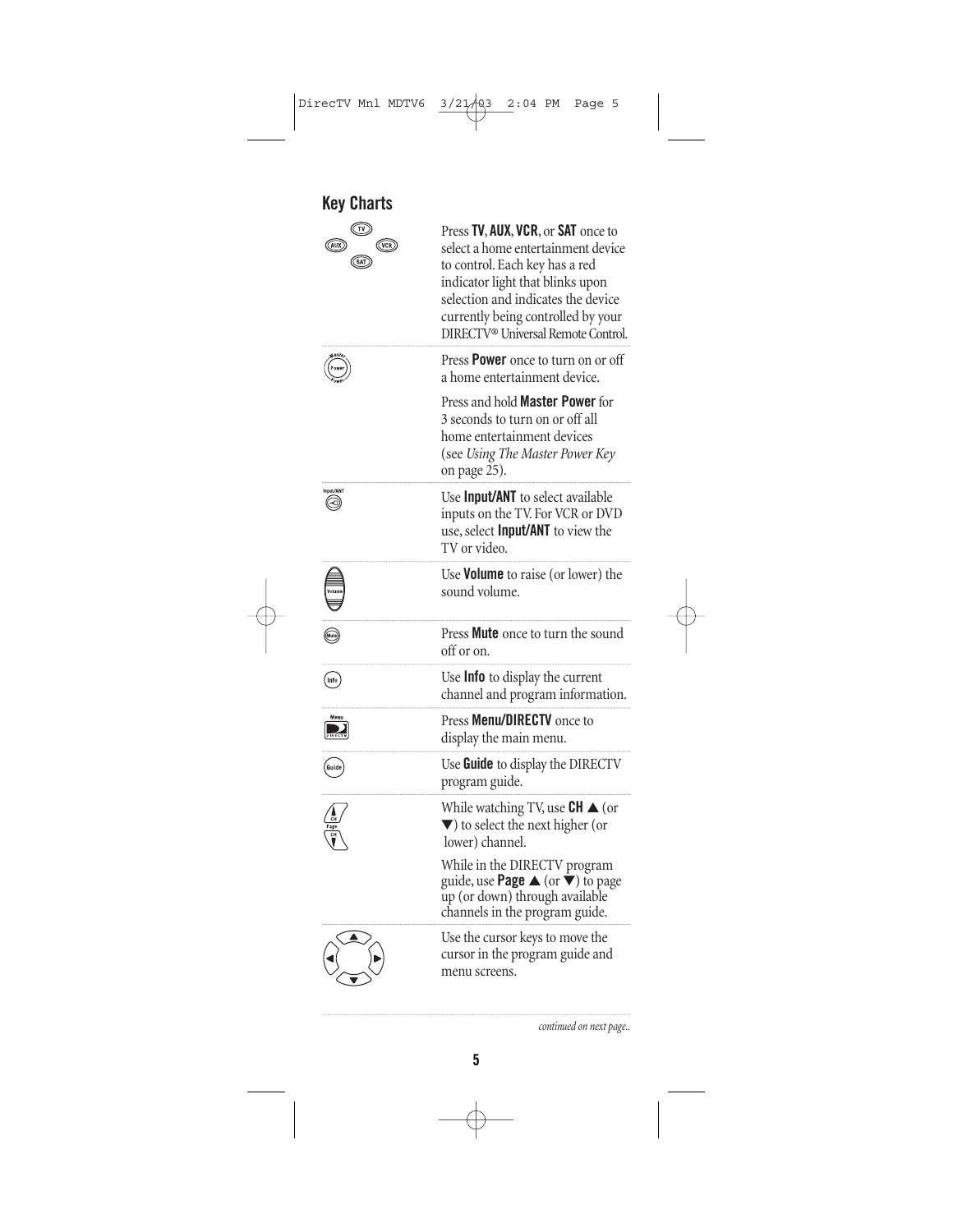## Key Charts

Press **TV**, **AUX**, **VCR**, or **SAT** once to select a home entertainment device to control. Each key has a red indicator light that blinks upon selection and indicates the device currently being controlled by your DIRECTV® Universal Remote Control.

Press **Power** once to turn on or off a home entertainment device.

Press and hold **Master Power** for 3 seconds to turn on or off all home entertainment devices (see *Using The Master Power Key* on page 25).

Use **Input/ANT** to select available inputs on the TV. For VCR or DVD use, select **Input/ANT** to view the TV or video.

Use **Volume** to raise (or lower) the sound volume.

Press **Mute** once to turn the sound off or on.

Use **Info** to display the current channel and program information.

Press **Menu/DIRECTV** once to display the main menu.

Use **Guide** to display the DIRECTV program guide.

While watching TV, use **CH** ▲ (or ▼) to select the next higher (or lower) channel.

While in the DIRECTV program guide, use **Page** ▲ (or ▼) to page up (or down) through available channels in the program guide.

Use the cursor keys to move the cursor in the program guide and menu screens.

*continued on next page..*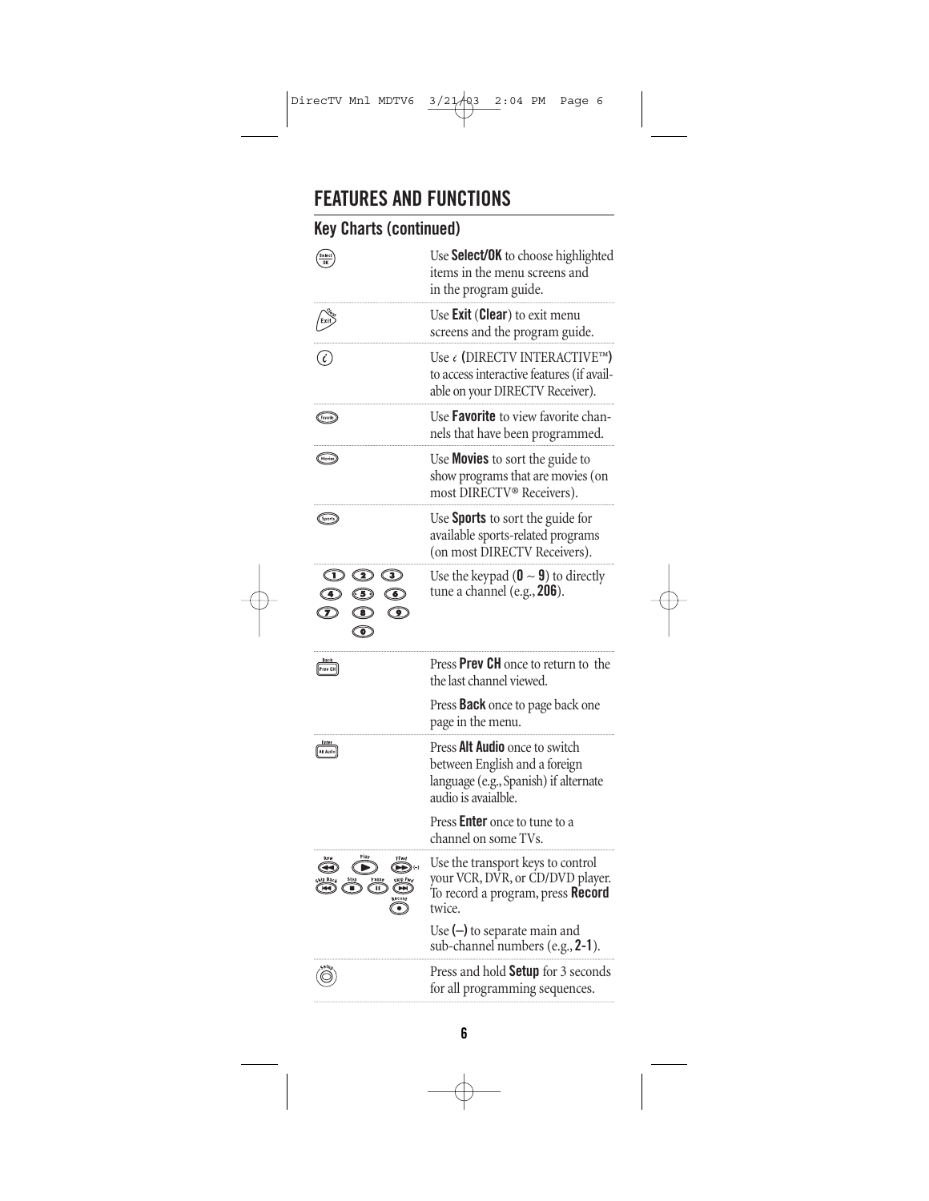## FEATURES AND FUNCTIONS

### Key Charts (continued)

| Key | Function |
|---|---|
| Select OK | Use **Select/OK** to choose highlighted items in the menu screens and in the program guide. |
| Clear Exit | Use **Exit** (**Clear**) to exit menu screens and the program guide. |
| *i* | Use *i* (DIRECTV INTERACTIVE™) to access interactive features (if available on your DIRECTV Receiver). |
| Favorite | Use **Favorite** to view favorite channels that have been programmed. |
| Movies | Use **Movies** to sort the guide to show programs that are movies (on most DIRECTV® Receivers). |
| Sports | Use **Sports** to sort the guide for available sports-related programs (on most DIRECTV Receivers). |
| 1 2 3 4 5 6 7 8 9 0 | Use the keypad (**0** ~ **9**) to directly tune a channel (e.g., **206**). |
| Back Prev CH | Press **Prev CH** once to return to the the last channel viewed.<br><br>Press **Back** once to page back one page in the menu. |
| Enter Alt Audio | Press **Alt Audio** once to switch between English and a foreign language (e.g., Spanish) if alternate audio is avaialble.<br><br>Press **Enter** once to tune to a channel on some TVs. |
| Rew Play FFwd (–) Skip Back Stop Pause Skip Fwd Record | Use the transport keys to control your VCR, DVR, or CD/DVD player. To record a program, press **Record** twice.<br><br>Use **(–)** to separate main and sub-channel numbers (e.g., **2-1**). |
| Setup | Press and hold **Setup** for 3 seconds for all programming sequences. |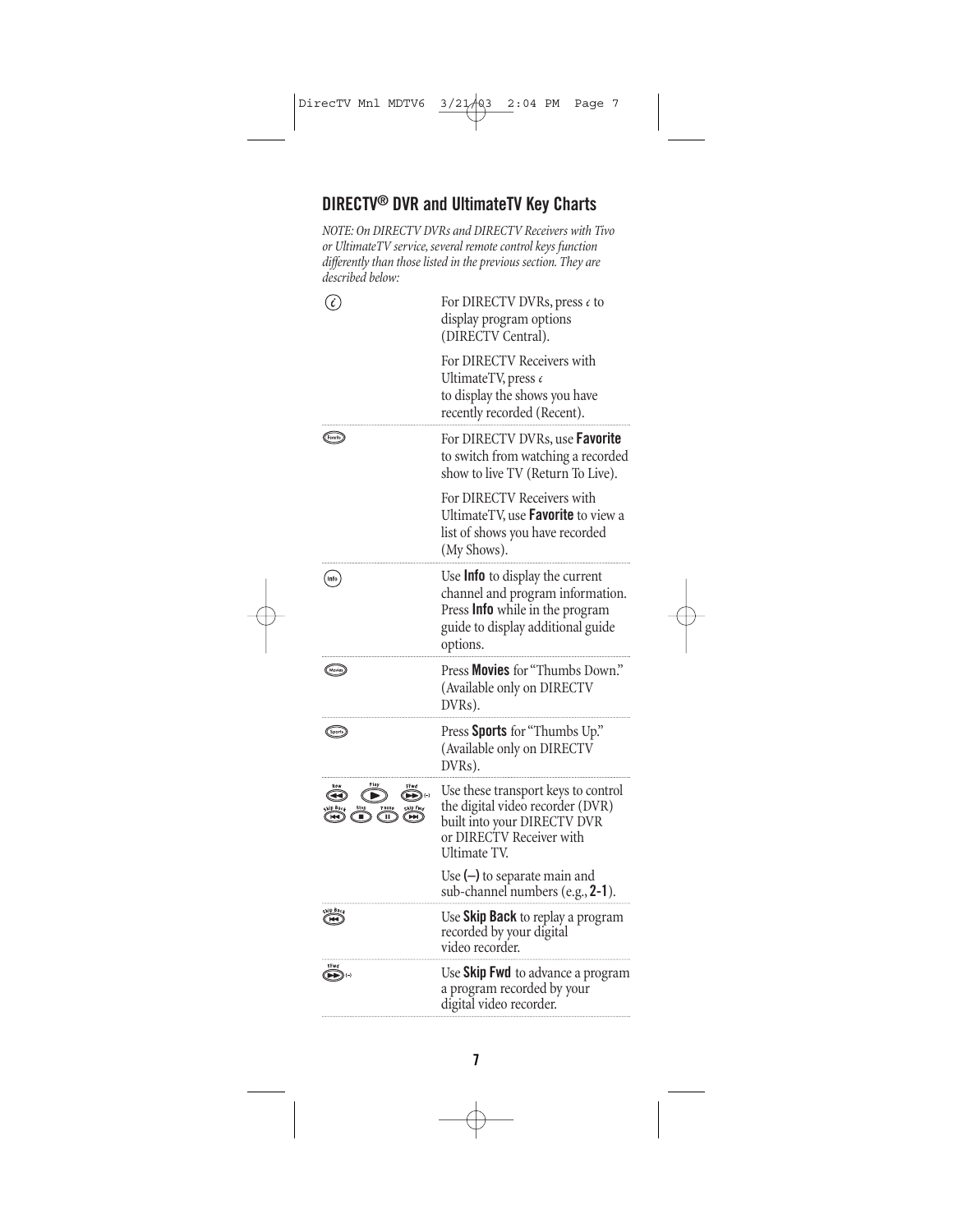## DIRECTV® DVR and UltimateTV Key Charts

*NOTE: On DIRECTV DVRs and DIRECTV Receivers with Tivo or UltimateTV service, several remote control keys function differently than those listed in the previous section. They are described below:*

| Key | Function |
|---|---|
| ⓘ | For DIRECTV DVRs, press ⓘ to display program options (DIRECTV Central).<br><br>For DIRECTV Receivers with UltimateTV, press ⓘ to display the shows you have recently recorded (Recent). |
| Favorite | For DIRECTV DVRs, use **Favorite** to switch from watching a recorded show to live TV (Return To Live).<br><br>For DIRECTV Receivers with UltimateTV, use **Favorite** to view a list of shows you have recorded (My Shows). |
| Info | Use **Info** to display the current channel and program information. Press **Info** while in the program guide to display additional guide options. |
| Movies | Press **Movies** for "Thumbs Down." (Available only on DIRECTV DVRs). |
| Sports | Press **Sports** for "Thumbs Up." (Available only on DIRECTV DVRs). |
| Rew, Play, FFwd (–), Skip Back, Stop, Pause, Skip Fwd | Use these transport keys to control the digital video recorder (DVR) built into your DIRECTV DVR or DIRECTV Receiver with Ultimate TV.<br><br>Use **(–)** to separate main and sub-channel numbers (e.g., **2-1**). |
| Skip Back | Use **Skip Back** to replay a program recorded by your digital video recorder. |
| FFwd (–) | Use **Skip Fwd** to advance a program a program recorded by your digital video recorder. |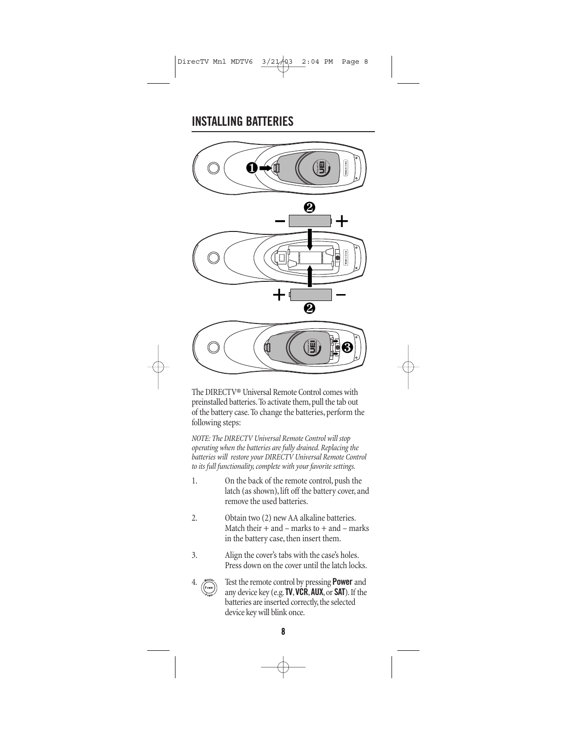## INSTALLING BATTERIES

The DIRECTV® Universal Remote Control comes with preinstalled batteries. To activate them, pull the tab out of the battery case. To change the batteries, perform the following steps:

*NOTE: The DIRECTV Universal Remote Control will stop operating when the batteries are fully drained. Replacing the batteries will restore your DIRECTV Universal Remote Control to its full functionality, complete with your favorite settings.*

1. On the back of the remote control, push the latch (as shown), lift off the battery cover, and remove the used batteries.

2. Obtain two (2) new AA alkaline batteries. Match their + and – marks to + and – marks in the battery case, then insert them.

3. Align the cover's tabs with the case's holes. Press down on the cover until the latch locks.

4. Test the remote control by pressing **Power** and any device key (e.g. **TV**, **VCR**, **AUX**, or **SAT**). If the batteries are inserted correctly, the selected device key will blink once.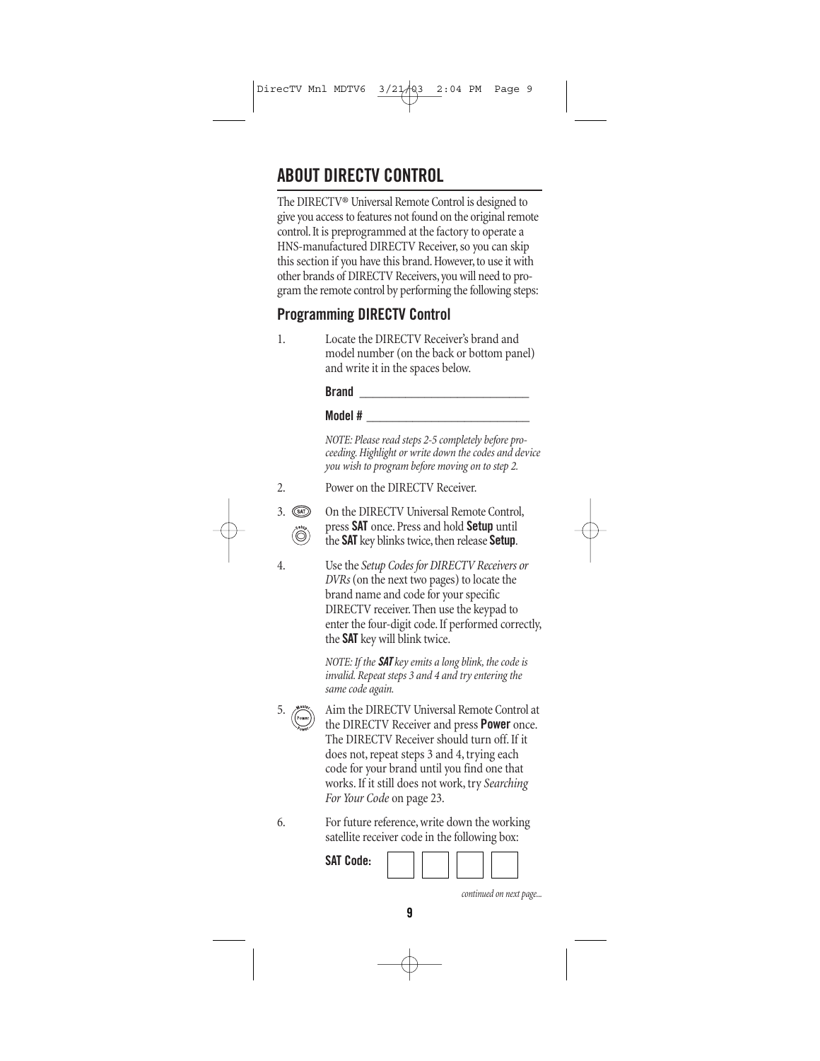# ABOUT DIRECTV CONTROL

The DIRECTV® Universal Remote Control is designed to give you access to features not found on the original remote control. It is preprogrammed at the factory to operate a HNS-manufactured DIRECTV Receiver, so you can skip this section if you have this brand. However, to use it with other brands of DIRECTV Receivers, you will need to program the remote control by performing the following steps:

## Programming DIRECTV Control

1. Locate the DIRECTV Receiver's brand and model number (on the back or bottom panel) and write it in the spaces below.

   **Brand** ______________________________

   **Model #** ____________________________

   *NOTE: Please read steps 2-5 completely before proceeding. Highlight or write down the codes and device you wish to program before moving on to step 2.*

2. Power on the DIRECTV Receiver.

3. On the DIRECTV Universal Remote Control, press **SAT** once. Press and hold **Setup** until the **SAT** key blinks twice, then release **Setup**.

4. Use the *Setup Codes for DIRECTV Receivers or DVRs* (on the next two pages) to locate the brand name and code for your specific DIRECTV receiver. Then use the keypad to enter the four-digit code. If performed correctly, the **SAT** key will blink twice.

   *NOTE: If the **SAT** key emits a long blink, the code is invalid. Repeat steps 3 and 4 and try entering the same code again.*

5. Aim the DIRECTV Universal Remote Control at the DIRECTV Receiver and press **Power** once. The DIRECTV Receiver should turn off. If it does not, repeat steps 3 and 4, trying each code for your brand until you find one that works. If it still does not work, try *Searching For Your Code* on page 23.

6. For future reference, write down the working satellite receiver code in the following box:

   **SAT Code:** [ ] [ ] [ ] [ ]

*continued on next page...*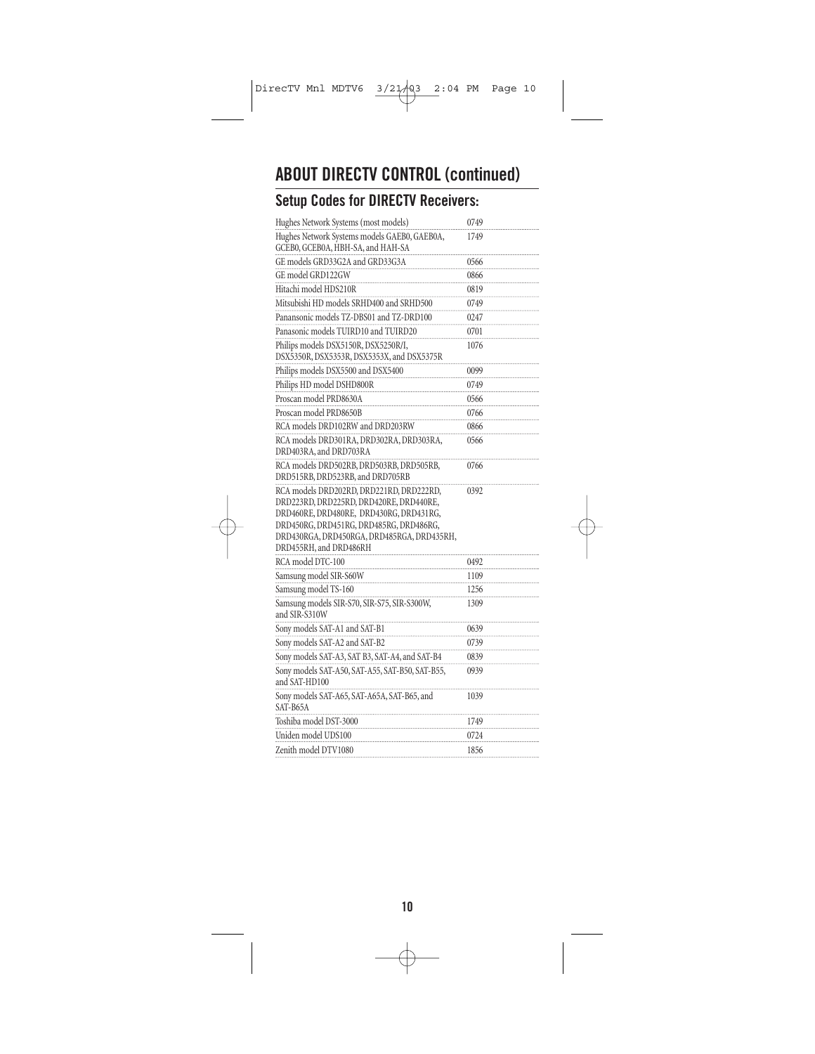## ABOUT DIRECTV CONTROL (continued)

### Setup Codes for DIRECTV Receivers:

| | |
|---|---|
| Hughes Network Systems (most models) | 0749 |
| Hughes Network Systems models GAEB0, GAEB0A, GCEB0, GCEB0A, HBH-SA, and HAH-SA | 1749 |
| GE models GRD33G2A and GRD33G3A | 0566 |
| GE model GRD122GW | 0866 |
| Hitachi model HDS210R | 0819 |
| Mitsubishi HD models SRHD400 and SRHD500 | 0749 |
| Panansonic models TZ-DBS01 and TZ-DRD100 | 0247 |
| Panasonic models TUIRD10 and TUIRD20 | 0701 |
| Philips models DSX5150R, DSX5250R/I, DSX5350R, DSX5353R, DSX5353X, and DSX5375R | 1076 |
| Philips models DSX5500 and DSX5400 | 0099 |
| Philips HD model DSHD800R | 0749 |
| Proscan model PRD8630A | 0566 |
| Proscan model PRD8650B | 0766 |
| RCA models DRD102RW and DRD203RW | 0866 |
| RCA models DRD301RA, DRD302RA, DRD303RA, DRD403RA, and DRD703RA | 0566 |
| RCA models DRD502RB, DRD503RB, DRD505RB, DRD515RB, DRD523RB, and DRD705RB | 0766 |
| RCA models DRD202RD, DRD221RD, DRD222RD, DRD223RD, DRD225RD, DRD420RE, DRD440RE, DRD460RE, DRD480RE, DRD430RG, DRD431RG, DRD450RG, DRD451RG, DRD485RG, DRD486RG, DRD430RGA, DRD450RGA, DRD485RGA, DRD435RH, DRD455RH, and DRD486RH | 0392 |
| RCA model DTC-100 | 0492 |
| Samsung model SIR-S60W | 1109 |
| Samsung model TS-160 | 1256 |
| Samsung models SIR-S70, SIR-S75, SIR-S300W, and SIR-S310W | 1309 |
| Sony models SAT-A1 and SAT-B1 | 0639 |
| Sony models SAT-A2 and SAT-B2 | 0739 |
| Sony models SAT-A3, SAT B3, SAT-A4, and SAT-B4 | 0839 |
| Sony models SAT-A50, SAT-A55, SAT-B50, SAT-B55, and SAT-HD100 | 0939 |
| Sony models SAT-A65, SAT-A65A, SAT-B65, and SAT-B65A | 1039 |
| Toshiba model DST-3000 | 1749 |
| Uniden model UDS100 | 0724 |
| Zenith model DTV1080 | 1856 |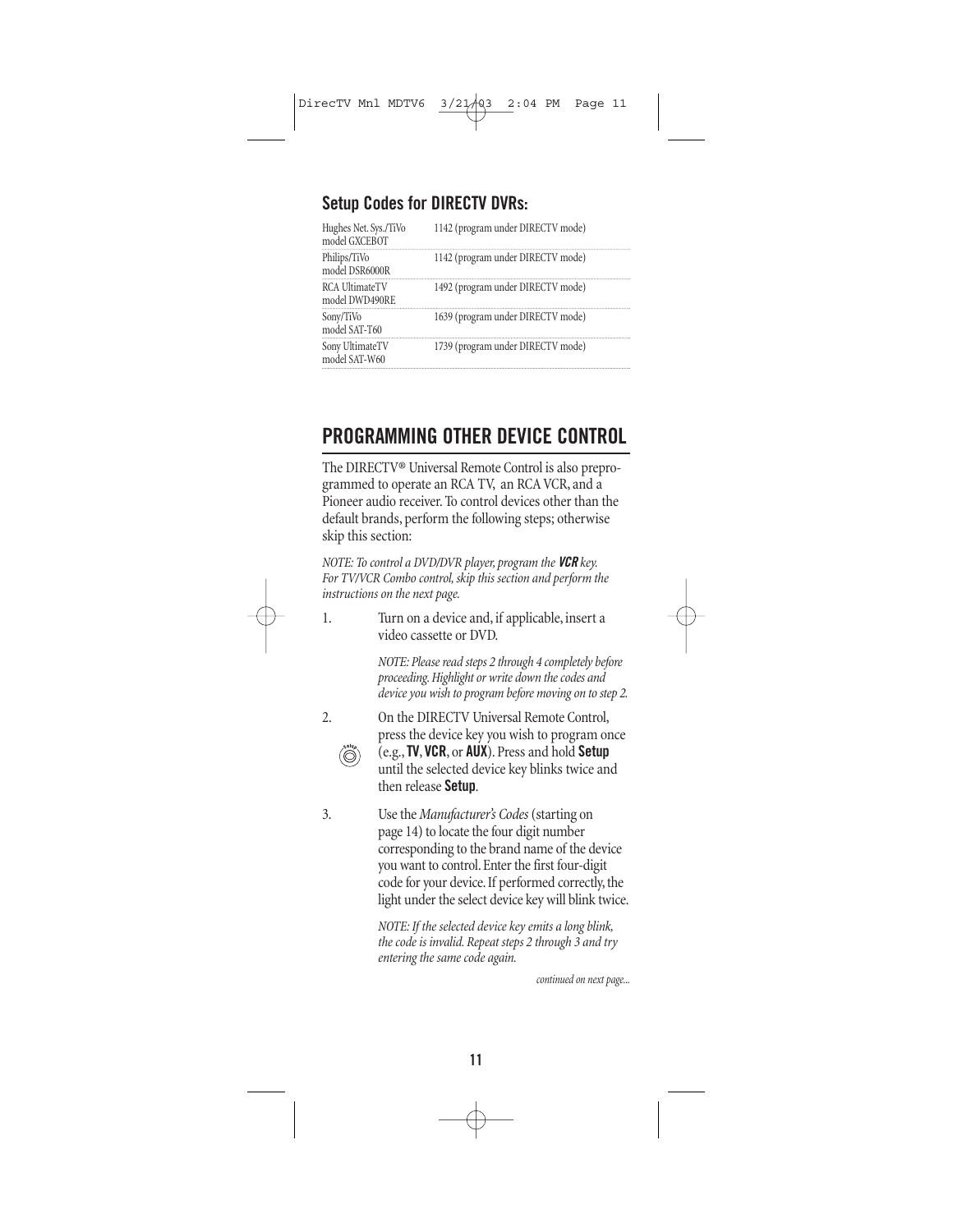## Setup Codes for DIRECTV DVRs:

| | |
|---|---|
| Hughes Net. Sys./TiVo model GXCEBOT | 1142 (program under DIRECTV mode) |
| Philips/TiVo model DSR6000R | 1142 (program under DIRECTV mode) |
| RCA UltimateTV model DWD490RE | 1492 (program under DIRECTV mode) |
| Sony/TiVo model SAT-T60 | 1639 (program under DIRECTV mode) |
| Sony UltimateTV model SAT-W60 | 1739 (program under DIRECTV mode) |

# PROGRAMMING OTHER DEVICE CONTROL

The DIRECTV® Universal Remote Control is also preprogrammed to operate an RCA TV, an RCA VCR, and a Pioneer audio receiver. To control devices other than the default brands, perform the following steps; otherwise skip this section:

*NOTE: To control a DVD/DVR player, program the **VCR** key. For TV/VCR Combo control, skip this section and perform the instructions on the next page.*

1. Turn on a device and, if applicable, insert a video cassette or DVD.

   *NOTE: Please read steps 2 through 4 completely before proceeding. Highlight or write down the codes and device you wish to program before moving on to step 2.*

2. On the DIRECTV Universal Remote Control, press the device key you wish to program once (e.g., **TV**, **VCR**, or **AUX**). Press and hold **Setup** until the selected device key blinks twice and then release **Setup**.

3. Use the *Manufacturer's Codes* (starting on page 14) to locate the four digit number corresponding to the brand name of the device you want to control. Enter the first four-digit code for your device. If performed correctly, the light under the select device key will blink twice.

   *NOTE: If the selected device key emits a long blink, the code is invalid. Repeat steps 2 through 3 and try entering the same code again.*

*continued on next page...*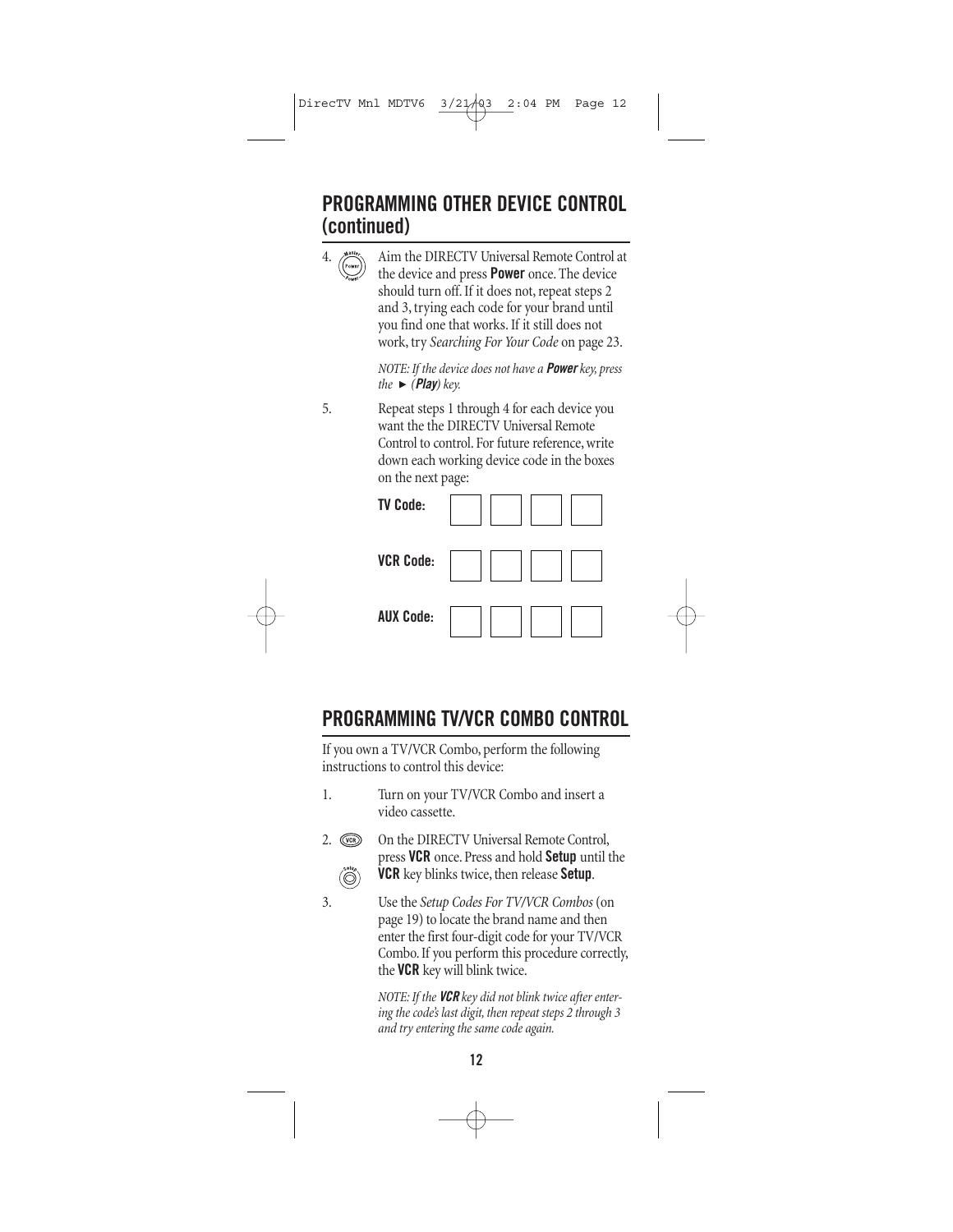## PROGRAMMING OTHER DEVICE CONTROL (continued)

4. Aim the DIRECTV Universal Remote Control at the device and press **Power** once. The device should turn off. If it does not, repeat steps 2 and 3, trying each code for your brand until you find one that works. If it still does not work, try *Searching For Your Code* on page 23.

   *NOTE: If the device does not have a **Power** key, press the ► (**Play**) key.*

5. Repeat steps 1 through 4 for each device you want the the DIRECTV Universal Remote Control to control. For future reference, write down each working device code in the boxes on the next page:

   **TV Code:** ☐ ☐ ☐ ☐

   **VCR Code:** ☐ ☐ ☐ ☐

   **AUX Code:** ☐ ☐ ☐ ☐

## PROGRAMMING TV/VCR COMBO CONTROL

If you own a TV/VCR Combo, perform the following instructions to control this device:

1. Turn on your TV/VCR Combo and insert a video cassette.

2. On the DIRECTV Universal Remote Control, press **VCR** once. Press and hold **Setup** until the **VCR** key blinks twice, then release **Setup**.

3. Use the *Setup Codes For TV/VCR Combos* (on page 19) to locate the brand name and then enter the first four-digit code for your TV/VCR Combo. If you perform this procedure correctly, the **VCR** key will blink twice.

   *NOTE: If the **VCR** key did not blink twice after entering the code's last digit, then repeat steps 2 through 3 and try entering the same code again.*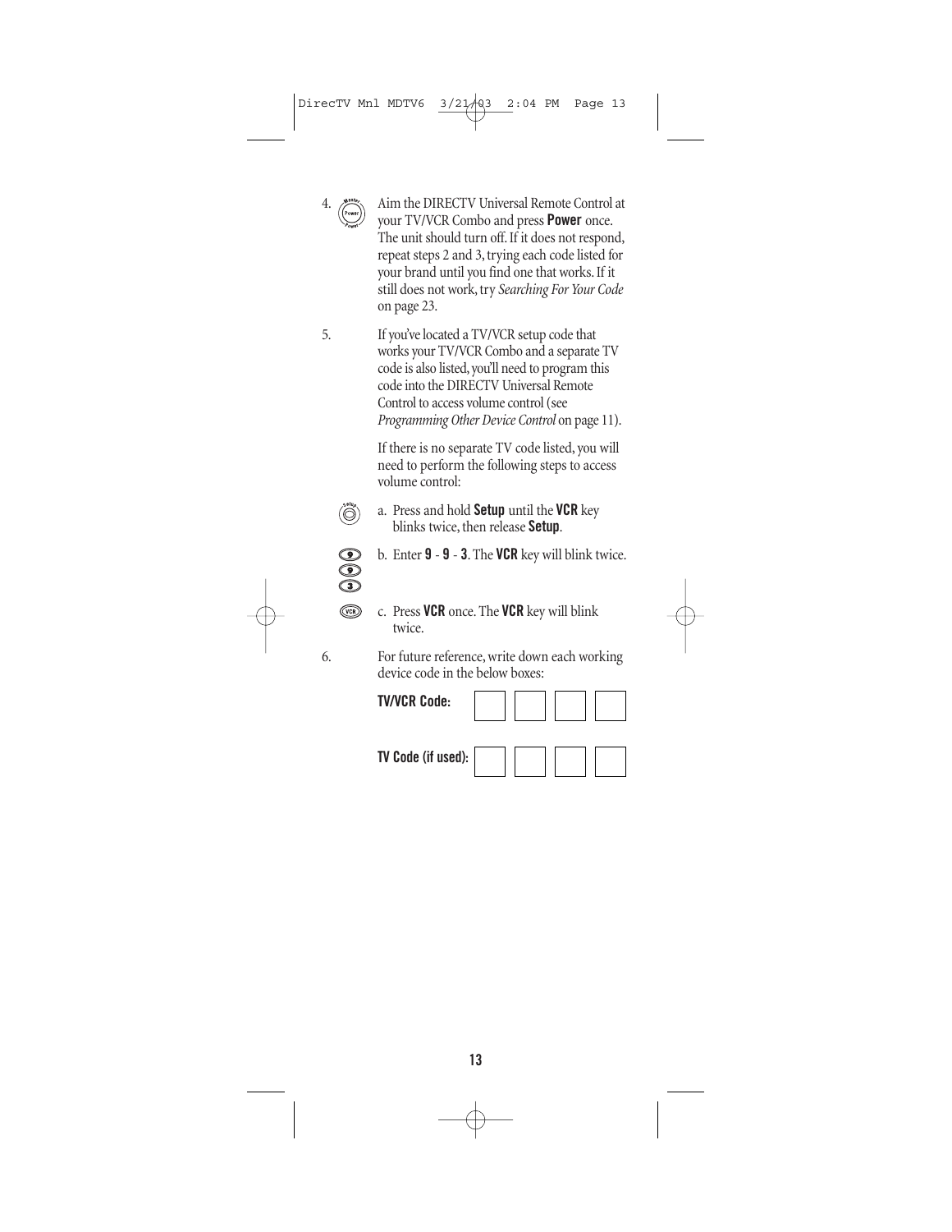4. Aim the DIRECTV Universal Remote Control at your TV/VCR Combo and press **Power** once. The unit should turn off. If it does not respond, repeat steps 2 and 3, trying each code listed for your brand until you find one that works. If it still does not work, try *Searching For Your Code* on page 23.

5. If you've located a TV/VCR setup code that works your TV/VCR Combo and a separate TV code is also listed, you'll need to program this code into the DIRECTV Universal Remote Control to access volume control (see *Programming Other Device Control* on page 11).

   If there is no separate TV code listed, you will need to perform the following steps to access volume control:

   a. Press and hold **Setup** until the **VCR** key blinks twice, then release **Setup**.

   b. Enter **9** - **9** - **3**. The **VCR** key will blink twice.

   c. Press **VCR** once. The **VCR** key will blink twice.

6. For future reference, write down each working device code in the below boxes:

   **TV/VCR Code:** ☐ ☐ ☐ ☐

   **TV Code (if used):** ☐ ☐ ☐ ☐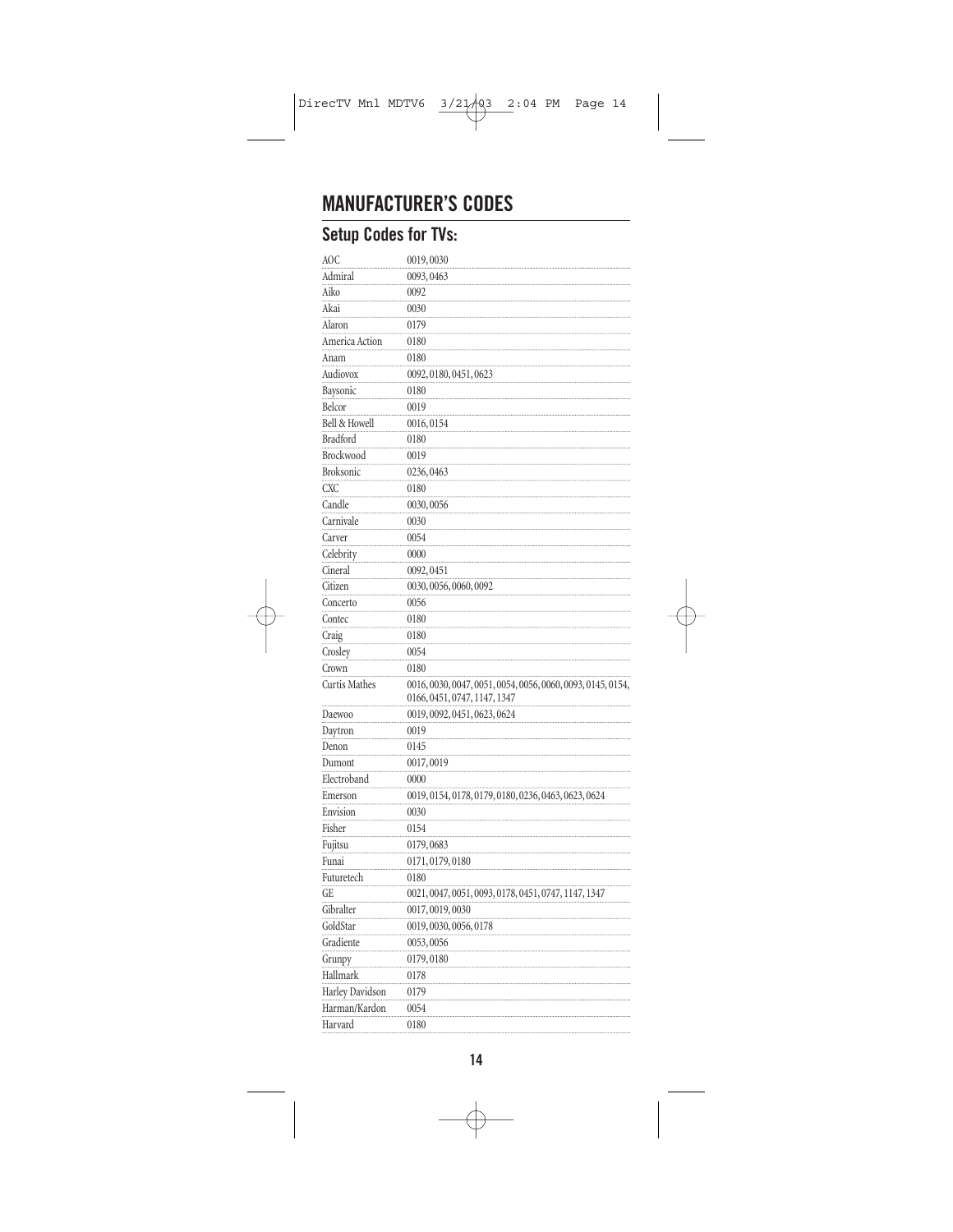# MANUFACTURER'S CODES

## Setup Codes for TVs:

| | |
|---|---|
| AOC | 0019, 0030 |
| Admiral | 0093, 0463 |
| Aiko | 0092 |
| Akai | 0030 |
| Alaron | 0179 |
| America Action | 0180 |
| Anam | 0180 |
| Audiovox | 0092, 0180, 0451, 0623 |
| Baysonic | 0180 |
| Belcor | 0019 |
| Bell & Howell | 0016, 0154 |
| Bradford | 0180 |
| Brockwood | 0019 |
| Broksonic | 0236, 0463 |
| CXC | 0180 |
| Candle | 0030, 0056 |
| Carnivale | 0030 |
| Carver | 0054 |
| Celebrity | 0000 |
| Cineral | 0092, 0451 |
| Citizen | 0030, 0056, 0060, 0092 |
| Concerto | 0056 |
| Contec | 0180 |
| Craig | 0180 |
| Crosley | 0054 |
| Crown | 0180 |
| Curtis Mathes | 0016, 0030, 0047, 0051, 0054, 0056, 0060, 0093, 0145, 0154, 0166, 0451, 0747, 1147, 1347 |
| Daewoo | 0019, 0092, 0451, 0623, 0624 |
| Daytron | 0019 |
| Denon | 0145 |
| Dumont | 0017, 0019 |
| Electroband | 0000 |
| Emerson | 0019, 0154, 0178, 0179, 0180, 0236, 0463, 0623, 0624 |
| Envision | 0030 |
| Fisher | 0154 |
| Fujitsu | 0179, 0683 |
| Funai | 0171, 0179, 0180 |
| Futuretech | 0180 |
| GE | 0021, 0047, 0051, 0093, 0178, 0451, 0747, 1147, 1347 |
| Gibralter | 0017, 0019, 0030 |
| GoldStar | 0019, 0030, 0056, 0178 |
| Gradiente | 0053, 0056 |
| Grunpy | 0179, 0180 |
| Hallmark | 0178 |
| Harley Davidson | 0179 |
| Harman/Kardon | 0054 |
| Harvard | 0180 |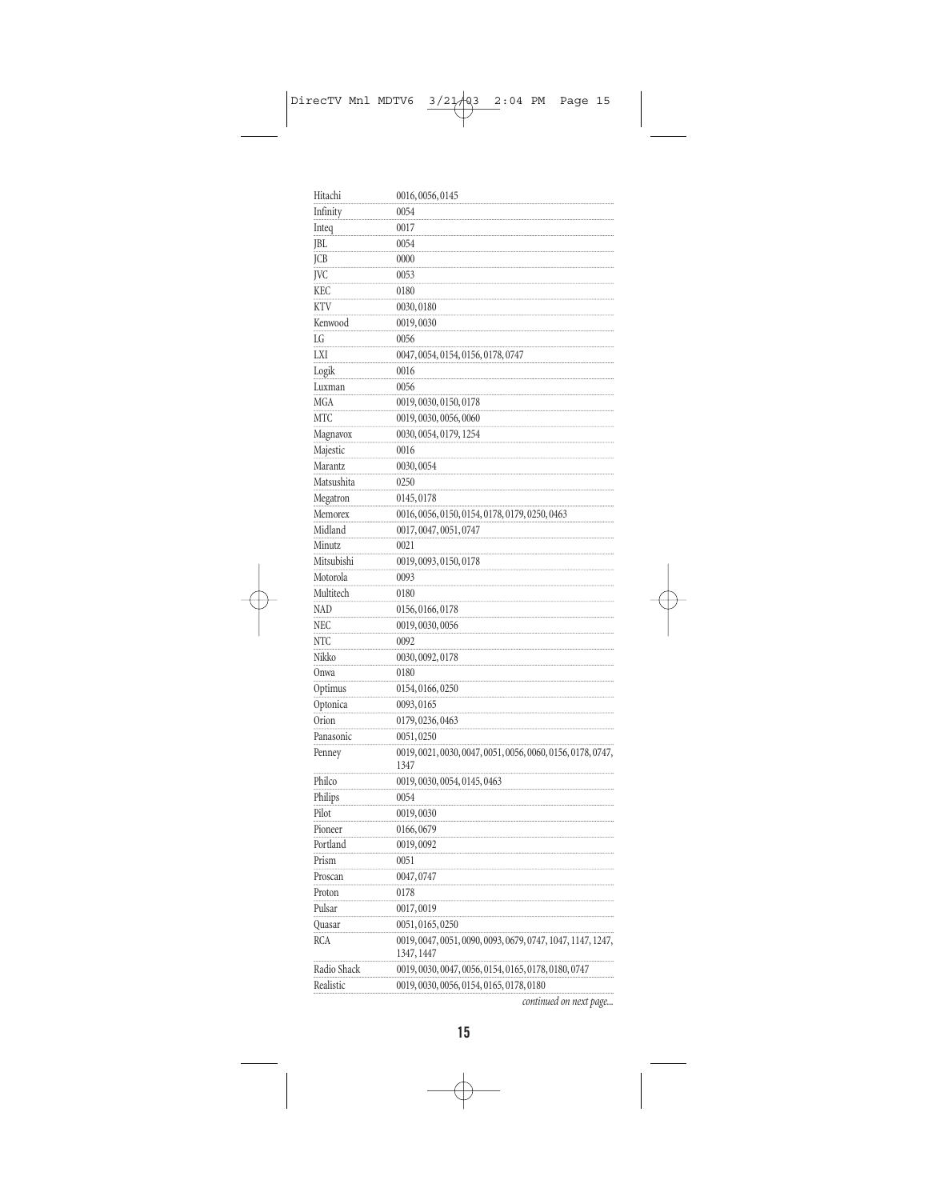| | |
|---|---|
| Hitachi | 0016, 0056, 0145 |
| Infinity | 0054 |
| Inteq | 0017 |
| JBL | 0054 |
| JCB | 0000 |
| JVC | 0053 |
| KEC | 0180 |
| KTV | 0030, 0180 |
| Kenwood | 0019, 0030 |
| LG | 0056 |
| LXI | 0047, 0054, 0154, 0156, 0178, 0747 |
| Logik | 0016 |
| Luxman | 0056 |
| MGA | 0019, 0030, 0150, 0178 |
| MTC | 0019, 0030, 0056, 0060 |
| Magnavox | 0030, 0054, 0179, 1254 |
| Majestic | 0016 |
| Marantz | 0030, 0054 |
| Matsushita | 0250 |
| Megatron | 0145, 0178 |
| Memorex | 0016, 0056, 0150, 0154, 0178, 0179, 0250, 0463 |
| Midland | 0017, 0047, 0051, 0747 |
| Minutz | 0021 |
| Mitsubishi | 0019, 0093, 0150, 0178 |
| Motorola | 0093 |
| Multitech | 0180 |
| NAD | 0156, 0166, 0178 |
| NEC | 0019, 0030, 0056 |
| NTC | 0092 |
| Nikko | 0030, 0092, 0178 |
| Onwa | 0180 |
| Optimus | 0154, 0166, 0250 |
| Optonica | 0093, 0165 |
| Orion | 0179, 0236, 0463 |
| Panasonic | 0051, 0250 |
| Penney | 0019, 0021, 0030, 0047, 0051, 0056, 0060, 0156, 0178, 0747, 1347 |
| Philco | 0019, 0030, 0054, 0145, 0463 |
| Philips | 0054 |
| Pilot | 0019, 0030 |
| Pioneer | 0166, 0679 |
| Portland | 0019, 0092 |
| Prism | 0051 |
| Proscan | 0047, 0747 |
| Proton | 0178 |
| Pulsar | 0017, 0019 |
| Quasar | 0051, 0165, 0250 |
| RCA | 0019, 0047, 0051, 0090, 0093, 0679, 0747, 1047, 1147, 1247, 1347, 1447 |
| Radio Shack | 0019, 0030, 0047, 0056, 0154, 0165, 0178, 0180, 0747 |
| Realistic | 0019, 0030, 0056, 0154, 0165, 0178, 0180 |

*continued on next page...*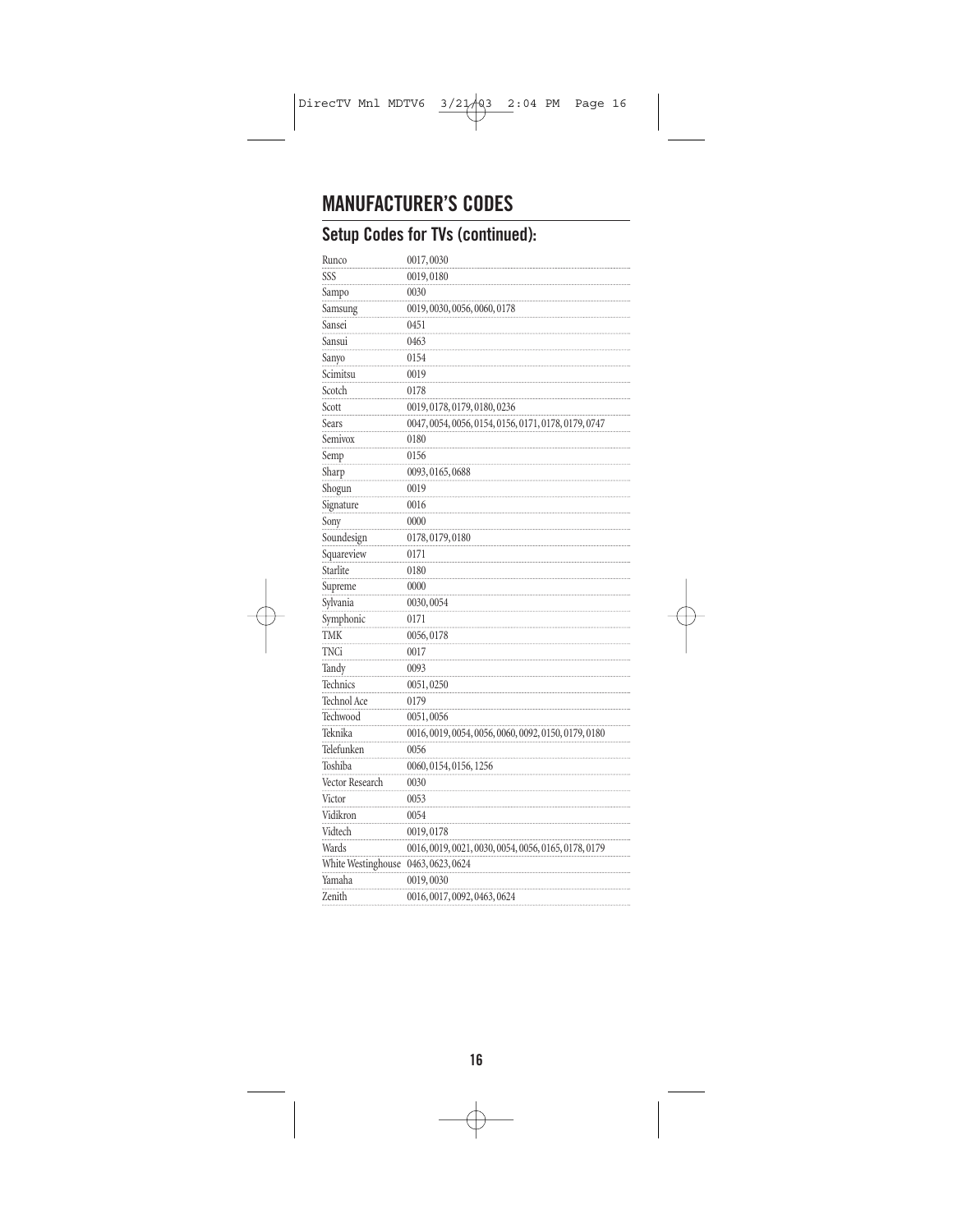# MANUFACTURER'S CODES

## Setup Codes for TVs (continued):

| | |
|---|---|
| Runco | 0017, 0030 |
| SSS | 0019, 0180 |
| Sampo | 0030 |
| Samsung | 0019, 0030, 0056, 0060, 0178 |
| Sansei | 0451 |
| Sansui | 0463 |
| Sanyo | 0154 |
| Scimitsu | 0019 |
| Scotch | 0178 |
| Scott | 0019, 0178, 0179, 0180, 0236 |
| Sears | 0047, 0054, 0056, 0154, 0156, 0171, 0178, 0179, 0747 |
| Semivox | 0180 |
| Semp | 0156 |
| Sharp | 0093, 0165, 0688 |
| Shogun | 0019 |
| Signature | 0016 |
| Sony | 0000 |
| Soundesign | 0178, 0179, 0180 |
| Squareview | 0171 |
| Starlite | 0180 |
| Supreme | 0000 |
| Sylvania | 0030, 0054 |
| Symphonic | 0171 |
| TMK | 0056, 0178 |
| TNCi | 0017 |
| Tandy | 0093 |
| Technics | 0051, 0250 |
| Technol Ace | 0179 |
| Techwood | 0051, 0056 |
| Teknika | 0016, 0019, 0054, 0056, 0060, 0092, 0150, 0179, 0180 |
| Telefunken | 0056 |
| Toshiba | 0060, 0154, 0156, 1256 |
| Vector Research | 0030 |
| Victor | 0053 |
| Vidikron | 0054 |
| Vidtech | 0019, 0178 |
| Wards | 0016, 0019, 0021, 0030, 0054, 0056, 0165, 0178, 0179 |
| White Westinghouse | 0463, 0623, 0624 |
| Yamaha | 0019, 0030 |
| Zenith | 0016, 0017, 0092, 0463, 0624 |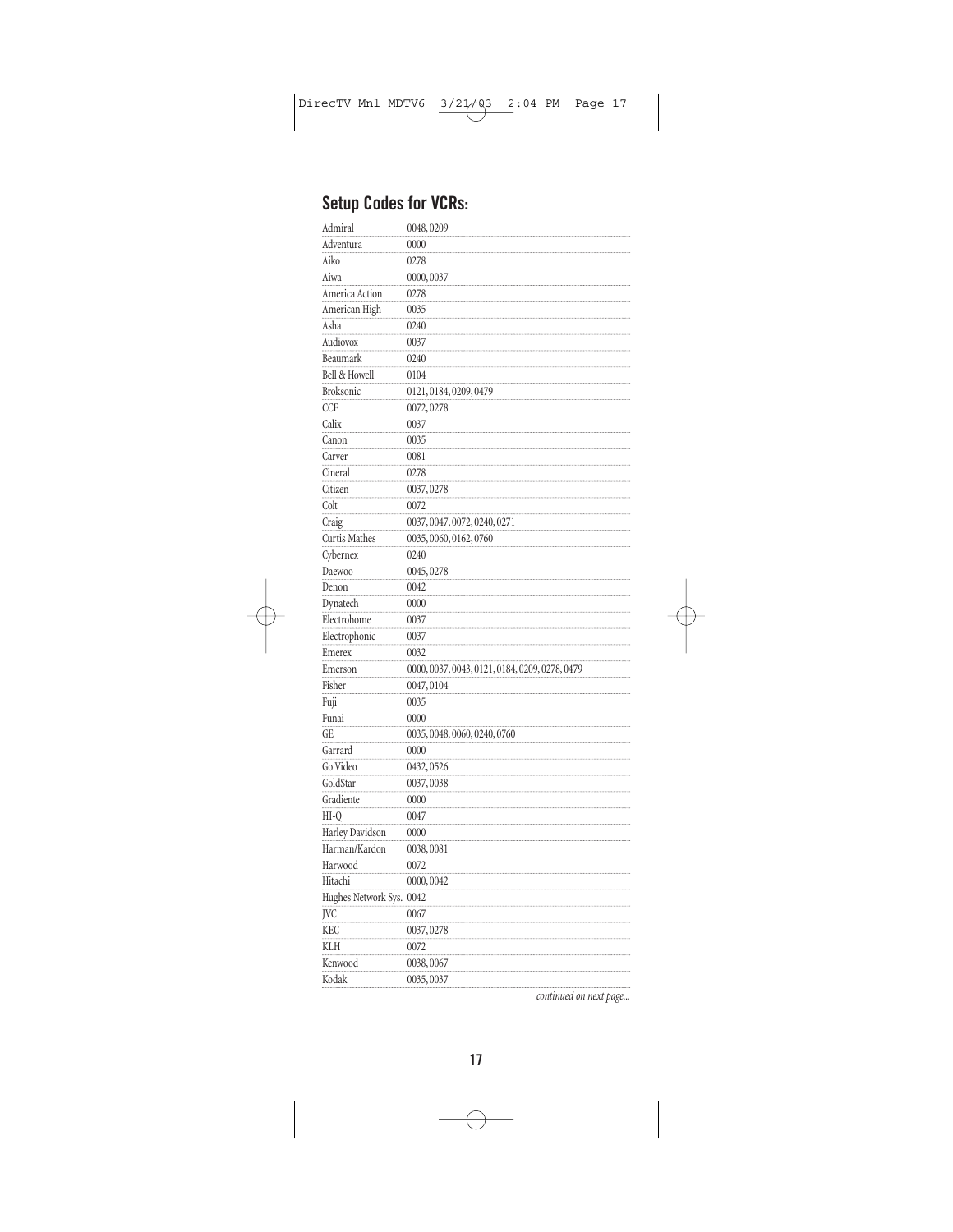## Setup Codes for VCRs:

| | |
|---|---|
| Admiral | 0048, 0209 |
| Adventura | 0000 |
| Aiko | 0278 |
| Aiwa | 0000, 0037 |
| America Action | 0278 |
| American High | 0035 |
| Asha | 0240 |
| Audiovox | 0037 |
| Beaumark | 0240 |
| Bell & Howell | 0104 |
| Broksonic | 0121, 0184, 0209, 0479 |
| CCE | 0072, 0278 |
| Calix | 0037 |
| Canon | 0035 |
| Carver | 0081 |
| Cineral | 0278 |
| Citizen | 0037, 0278 |
| Colt | 0072 |
| Craig | 0037, 0047, 0072, 0240, 0271 |
| Curtis Mathes | 0035, 0060, 0162, 0760 |
| Cybernex | 0240 |
| Daewoo | 0045, 0278 |
| Denon | 0042 |
| Dynatech | 0000 |
| Electrohome | 0037 |
| Electrophonic | 0037 |
| Emerex | 0032 |
| Emerson | 0000, 0037, 0043, 0121, 0184, 0209, 0278, 0479 |
| Fisher | 0047, 0104 |
| Fuji | 0035 |
| Funai | 0000 |
| GE | 0035, 0048, 0060, 0240, 0760 |
| Garrard | 0000 |
| Go Video | 0432, 0526 |
| GoldStar | 0037, 0038 |
| Gradiente | 0000 |
| HI-Q | 0047 |
| Harley Davidson | 0000 |
| Harman/Kardon | 0038, 0081 |
| Harwood | 0072 |
| Hitachi | 0000, 0042 |
| Hughes Network Sys. | 0042 |
| JVC | 0067 |
| KEC | 0037, 0278 |
| KLH | 0072 |
| Kenwood | 0038, 0067 |
| Kodak | 0035, 0037 |

*continued on next page...*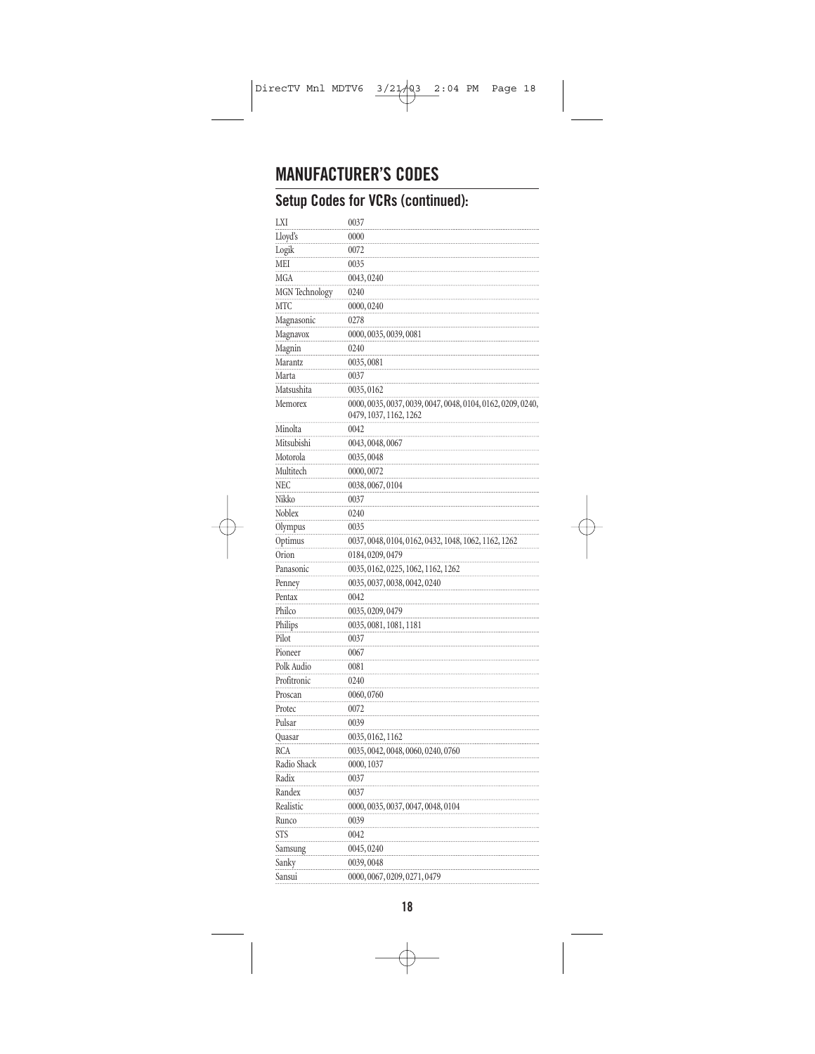# MANUFACTURER'S CODES

## Setup Codes for VCRs (continued):

| | |
|---|---|
| LXI | 0037 |
| Lloyd's | 0000 |
| Logik | 0072 |
| MEI | 0035 |
| MGA | 0043, 0240 |
| MGN Technology | 0240 |
| MTC | 0000, 0240 |
| Magnasonic | 0278 |
| Magnavox | 0000, 0035, 0039, 0081 |
| Magnin | 0240 |
| Marantz | 0035, 0081 |
| Marta | 0037 |
| Matsushita | 0035, 0162 |
| Memorex | 0000, 0035, 0037, 0039, 0047, 0048, 0104, 0162, 0209, 0240, 0479, 1037, 1162, 1262 |
| Minolta | 0042 |
| Mitsubishi | 0043, 0048, 0067 |
| Motorola | 0035, 0048 |
| Multitech | 0000, 0072 |
| NEC | 0038, 0067, 0104 |
| Nikko | 0037 |
| Noblex | 0240 |
| Olympus | 0035 |
| Optimus | 0037, 0048, 0104, 0162, 0432, 1048, 1062, 1162, 1262 |
| Orion | 0184, 0209, 0479 |
| Panasonic | 0035, 0162, 0225, 1062, 1162, 1262 |
| Penney | 0035, 0037, 0038, 0042, 0240 |
| Pentax | 0042 |
| Philco | 0035, 0209, 0479 |
| Philips | 0035, 0081, 1081, 1181 |
| Pilot | 0037 |
| Pioneer | 0067 |
| Polk Audio | 0081 |
| Profitronic | 0240 |
| Proscan | 0060, 0760 |
| Protec | 0072 |
| Pulsar | 0039 |
| Quasar | 0035, 0162, 1162 |
| RCA | 0035, 0042, 0048, 0060, 0240, 0760 |
| Radio Shack | 0000, 1037 |
| Radix | 0037 |
| Randex | 0037 |
| Realistic | 0000, 0035, 0037, 0047, 0048, 0104 |
| Runco | 0039 |
| STS | 0042 |
| Samsung | 0045, 0240 |
| Sanky | 0039, 0048 |
| Sansui | 0000, 0067, 0209, 0271, 0479 |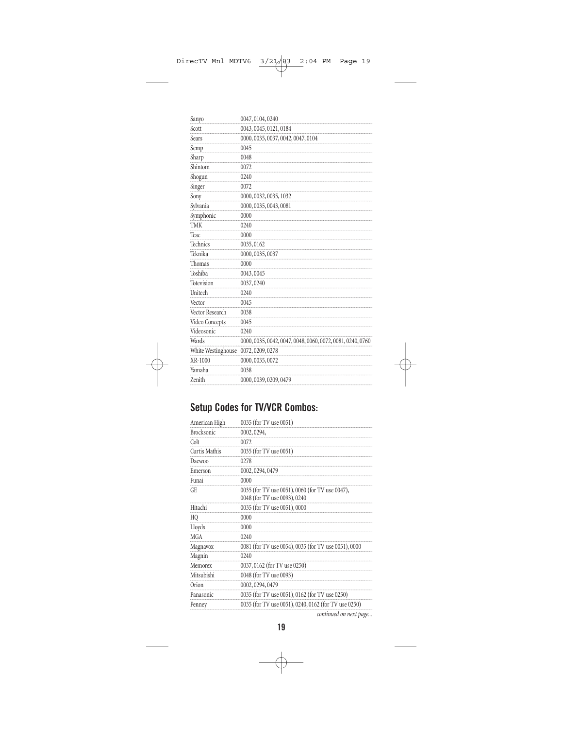| | |
|---|---|
| Sanyo | 0047, 0104, 0240 |
| Scott | 0043, 0045, 0121, 0184 |
| Sears | 0000, 0035, 0037, 0042, 0047, 0104 |
| Semp | 0045 |
| Sharp | 0048 |
| Shintom | 0072 |
| Shogun | 0240 |
| Singer | 0072 |
| Sony | 0000, 0032, 0035, 1032 |
| Sylvania | 0000, 0035, 0043, 0081 |
| Symphonic | 0000 |
| TMK | 0240 |
| Teac | 0000 |
| Technics | 0035, 0162 |
| Teknika | 0000, 0035, 0037 |
| Thomas | 0000 |
| Toshiba | 0043, 0045 |
| Totevision | 0037, 0240 |
| Unitech | 0240 |
| Vector | 0045 |
| Vector Research | 0038 |
| Video Concepts | 0045 |
| Videosonic | 0240 |
| Wards | 0000, 0035, 0042, 0047, 0048, 0060, 0072, 0081, 0240, 0760 |
| White Westinghouse | 0072, 0209, 0278 |
| XR-1000 | 0000, 0035, 0072 |
| Yamaha | 0038 |
| Zenith | 0000, 0039, 0209, 0479 |

## Setup Codes for TV/VCR Combos:

| | |
|---|---|
| American High | 0035 (for TV use 0051) |
| Brocksonic | 0002, 0294, |
| Colt | 0072 |
| Curtis Mathis | 0035 (for TV use 0051) |
| Daewoo | 0278 |
| Emerson | 0002, 0294, 0479 |
| Funai | 0000 |
| GE | 0035 (for TV use 0051), 0060 (for TV use 0047), 0048 (for TV use 0093), 0240 |
| Hitachi | 0035 (for TV use 0051), 0000 |
| HQ | 0000 |
| Lloyds | 0000 |
| MGA | 0240 |
| Magnavox | 0081 (for TV use 0054), 0035 (for TV use 0051), 0000 |
| Magnin | 0240 |
| Memorex | 0037, 0162 (for TV use 0250) |
| Mitsubishi | 0048 (for TV use 0093) |
| Orion | 0002, 0294, 0479 |
| Panasonic | 0035 (for TV use 0051), 0162 (for TV use 0250) |
| Penney | 0035 (for TV use 0051), 0240, 0162 (for TV use 0250) |

*continued on next page...*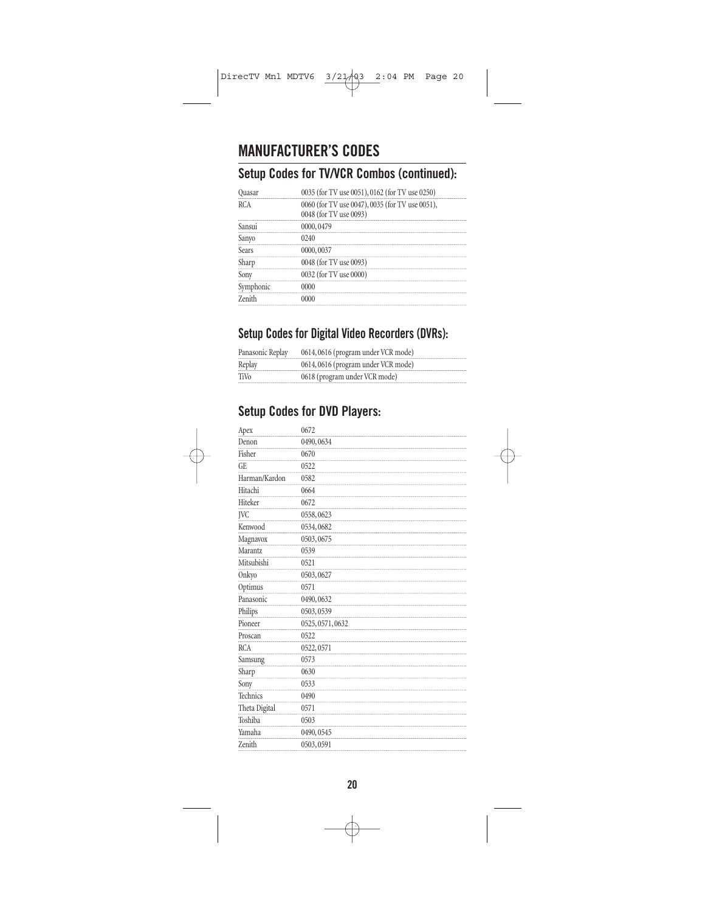# MANUFACTURER'S CODES

## Setup Codes for TV/VCR Combos (continued):

| | |
|---|---|
| Quasar | 0035 (for TV use 0051), 0162 (for TV use 0250) |
| RCA | 0060 (for TV use 0047), 0035 (for TV use 0051), 0048 (for TV use 0093) |
| Sansui | 0000, 0479 |
| Sanyo | 0240 |
| Sears | 0000, 0037 |
| Sharp | 0048 (for TV use 0093) |
| Sony | 0032 (for TV use 0000) |
| Symphonic | 0000 |
| Zenith | 0000 |

## Setup Codes for Digital Video Recorders (DVRs):

| | |
|---|---|
| Panasonic Replay | 0614, 0616 (program under VCR mode) |
| Replay | 0614, 0616 (program under VCR mode) |
| TiVo | 0618 (program under VCR mode) |

## Setup Codes for DVD Players:

| | |
|---|---|
| Apex | 0672 |
| Denon | 0490, 0634 |
| Fisher | 0670 |
| GE | 0522 |
| Harman/Kardon | 0582 |
| Hitachi | 0664 |
| Hiteker | 0672 |
| JVC | 0558, 0623 |
| Kenwood | 0534, 0682 |
| Magnavox | 0503, 0675 |
| Marantz | 0539 |
| Mitsubishi | 0521 |
| Onkyo | 0503, 0627 |
| Optimus | 0571 |
| Panasonic | 0490, 0632 |
| Philips | 0503, 0539 |
| Pioneer | 0525, 0571, 0632 |
| Proscan | 0522 |
| RCA | 0522, 0571 |
| Samsung | 0573 |
| Sharp | 0630 |
| Sony | 0533 |
| Technics | 0490 |
| Theta Digital | 0571 |
| Toshiba | 0503 |
| Yamaha | 0490, 0545 |
| Zenith | 0503, 0591 |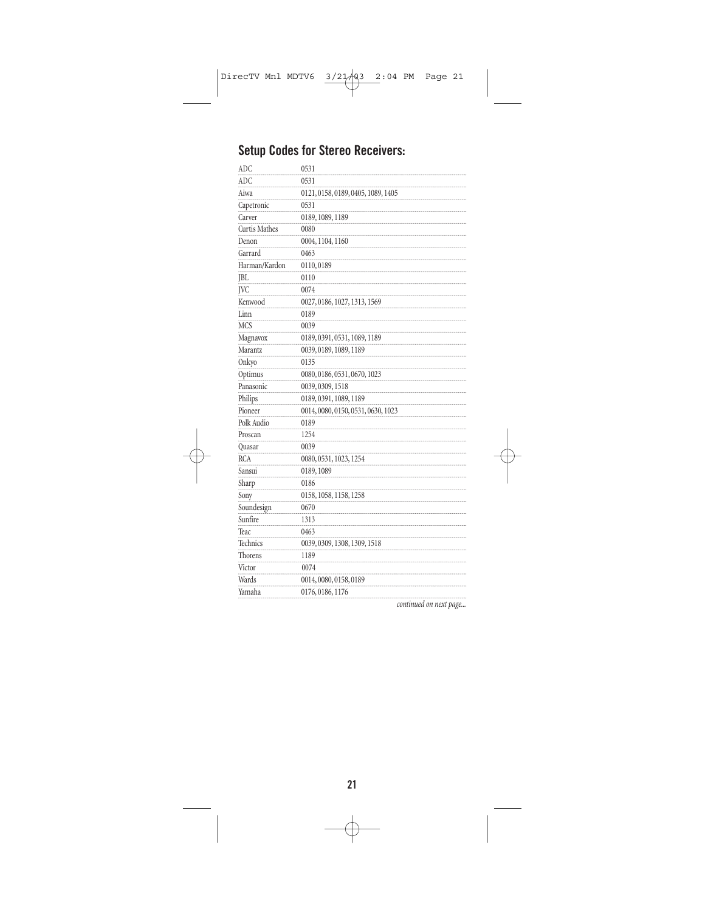## Setup Codes for Stereo Receivers:

| | |
|---|---|
| ADC | 0531 |
| ADC | 0531 |
| Aiwa | 0121, 0158, 0189, 0405, 1089, 1405 |
| Capetronic | 0531 |
| Carver | 0189, 1089, 1189 |
| Curtis Mathes | 0080 |
| Denon | 0004, 1104, 1160 |
| Garrard | 0463 |
| Harman/Kardon | 0110, 0189 |
| JBL | 0110 |
| JVC | 0074 |
| Kenwood | 0027, 0186, 1027, 1313, 1569 |
| Linn | 0189 |
| MCS | 0039 |
| Magnavox | 0189, 0391, 0531, 1089, 1189 |
| Marantz | 0039, 0189, 1089, 1189 |
| Onkyo | 0135 |
| Optimus | 0080, 0186, 0531, 0670, 1023 |
| Panasonic | 0039, 0309, 1518 |
| Philips | 0189, 0391, 1089, 1189 |
| Pioneer | 0014, 0080, 0150, 0531, 0630, 1023 |
| Polk Audio | 0189 |
| Proscan | 1254 |
| Quasar | 0039 |
| RCA | 0080, 0531, 1023, 1254 |
| Sansui | 0189, 1089 |
| Sharp | 0186 |
| Sony | 0158, 1058, 1158, 1258 |
| Soundesign | 0670 |
| Sunfire | 1313 |
| Teac | 0463 |
| Technics | 0039, 0309, 1308, 1309, 1518 |
| Thorens | 1189 |
| Victor | 0074 |
| Wards | 0014, 0080, 0158, 0189 |
| Yamaha | 0176, 0186, 1176 |

*continued on next page...*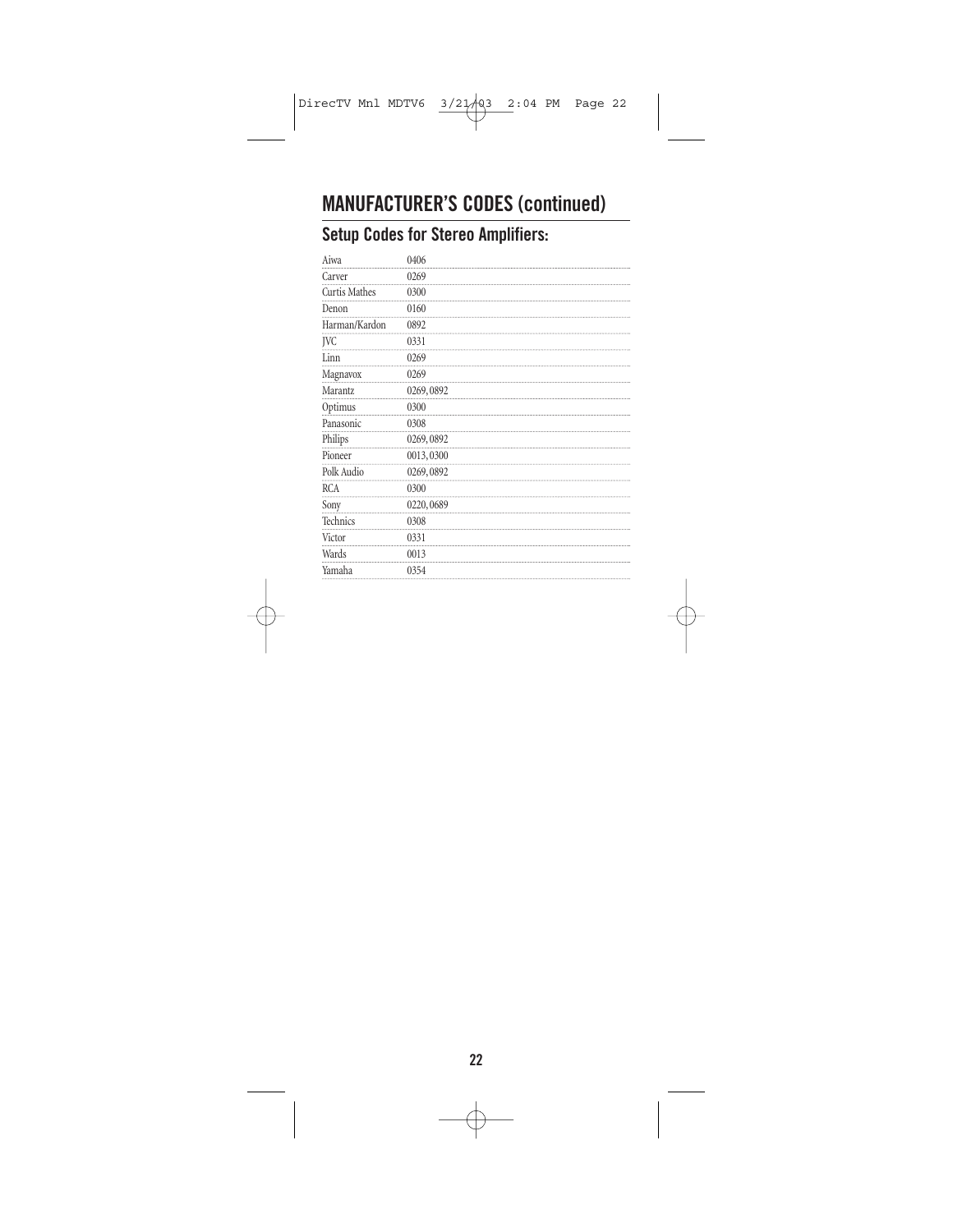# MANUFACTURER'S CODES (continued)

## Setup Codes for Stereo Amplifiers:

| | |
|---|---|
| Aiwa | 0406 |
| Carver | 0269 |
| Curtis Mathes | 0300 |
| Denon | 0160 |
| Harman/Kardon | 0892 |
| JVC | 0331 |
| Linn | 0269 |
| Magnavox | 0269 |
| Marantz | 0269, 0892 |
| Optimus | 0300 |
| Panasonic | 0308 |
| Philips | 0269, 0892 |
| Pioneer | 0013, 0300 |
| Polk Audio | 0269, 0892 |
| RCA | 0300 |
| Sony | 0220, 0689 |
| Technics | 0308 |
| Victor | 0331 |
| Wards | 0013 |
| Yamaha | 0354 |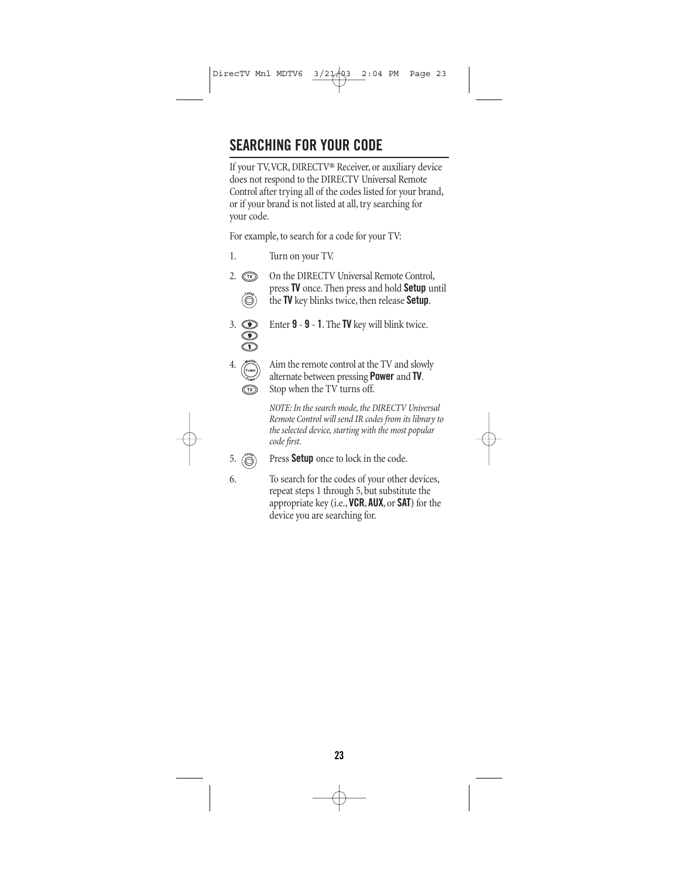## SEARCHING FOR YOUR CODE

If your TV, VCR, DIRECTV® Receiver, or auxiliary device does not respond to the DIRECTV Universal Remote Control after trying all of the codes listed for your brand, or if your brand is not listed at all, try searching for your code.

For example, to search for a code for your TV:

1. Turn on your TV.
2. On the DIRECTV Universal Remote Control, press **TV** once. Then press and hold **Setup** until the **TV** key blinks twice, then release **Setup**.
3. Enter **9** - **9** - **1**. The **TV** key will blink twice.
4. Aim the remote control at the TV and slowly alternate between pressing **Power** and **TV**. Stop when the TV turns off.

   *NOTE: In the search mode, the DIRECTV Universal Remote Control will send IR codes from its library to the selected device, starting with the most popular code first.*
5. Press **Setup** once to lock in the code.
6. To search for the codes of your other devices, repeat steps 1 through 5, but substitute the appropriate key (i.e., **VCR**, **AUX**, or **SAT**) for the device you are searching for.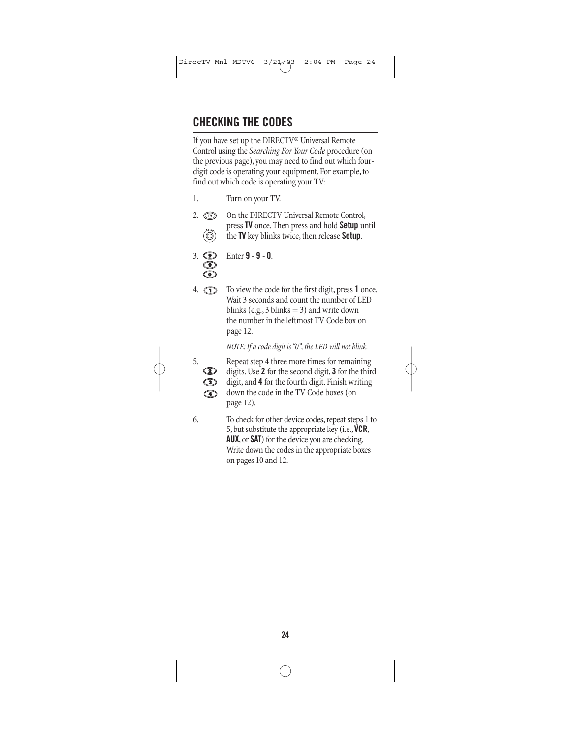## CHECKING THE CODES

If you have set up the DIRECTV® Universal Remote Control using the *Searching For Your Code* procedure (on the previous page), you may need to find out which four-digit code is operating your equipment. For example, to find out which code is operating your TV:

1. Turn on your TV.

2. On the DIRECTV Universal Remote Control, press **TV** once. Then press and hold **Setup** until the **TV** key blinks twice, then release **Setup**.

3. Enter **9** - **9** - **0**.

4. To view the code for the first digit, press **1** once. Wait 3 seconds and count the number of LED blinks (e.g., 3 blinks = 3) and write down the number in the leftmost TV Code box on page 12.

   *NOTE: If a code digit is "0", the LED will not blink.*

5. Repeat step 4 three more times for remaining digits. Use **2** for the second digit, **3** for the third digit, and **4** for the fourth digit. Finish writing down the code in the TV Code boxes (on page 12).

6. To check for other device codes, repeat steps 1 to 5, but substitute the appropriate key (i.e., **VCR**, **AUX**, or **SAT**) for the device you are checking. Write down the codes in the appropriate boxes on pages 10 and 12.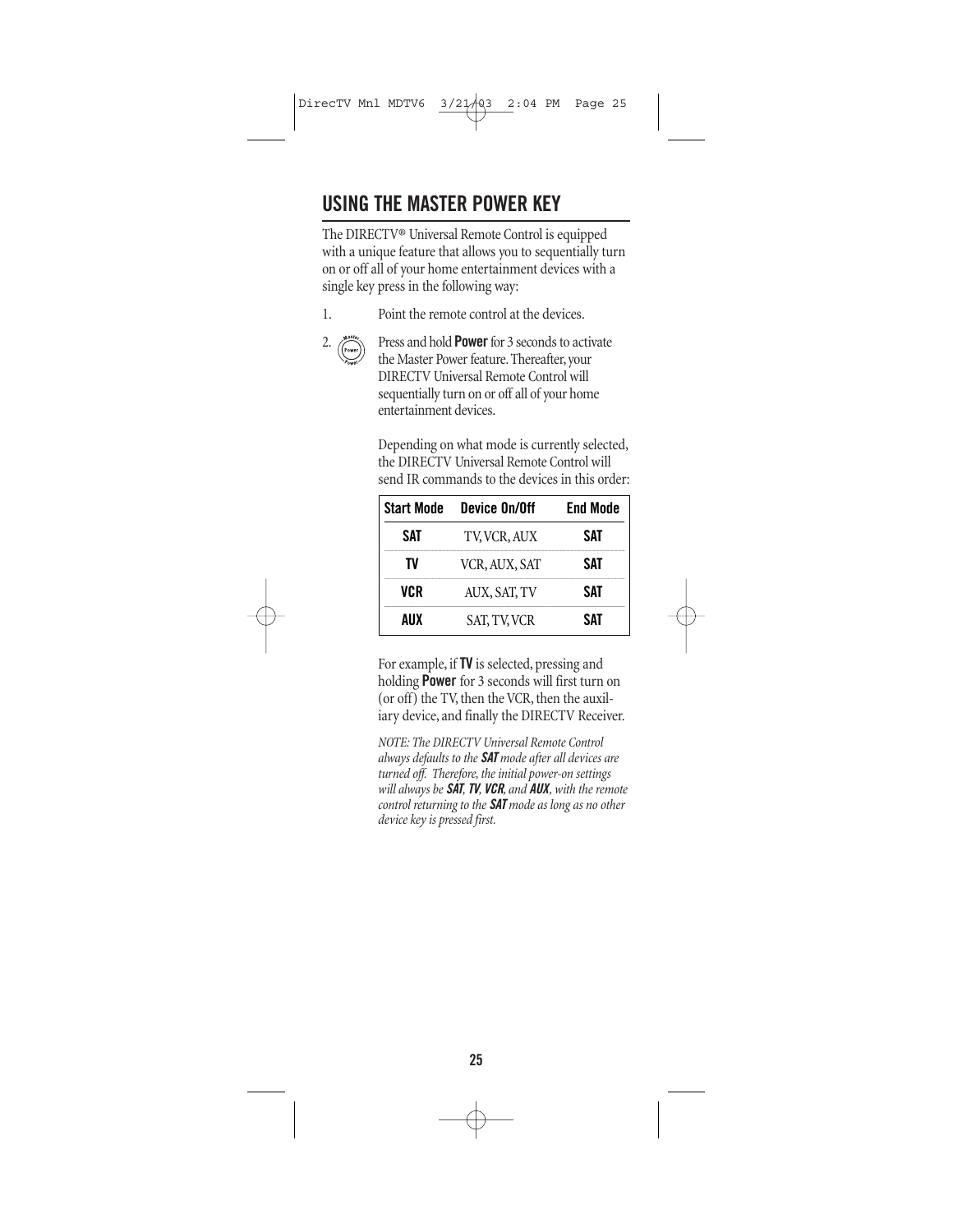## USING THE MASTER POWER KEY

The DIRECTV® Universal Remote Control is equipped with a unique feature that allows you to sequentially turn on or off all of your home entertainment devices with a single key press in the following way:

1. Point the remote control at the devices.

2. Press and hold **Power** for 3 seconds to activate the Master Power feature. Thereafter, your DIRECTV Universal Remote Control will sequentially turn on or off all of your home entertainment devices.

   Depending on what mode is currently selected, the DIRECTV Universal Remote Control will send IR commands to the devices in this order:

| Start Mode | Device On/Off | End Mode |
|---|---|---|
| **SAT** | TV, VCR, AUX | **SAT** |
| **TV** | VCR, AUX, SAT | **SAT** |
| **VCR** | AUX, SAT, TV | **SAT** |
| **AUX** | SAT, TV, VCR | **SAT** |

   For example, if **TV** is selected, pressing and holding **Power** for 3 seconds will first turn on (or off) the TV, then the VCR, then the auxiliary device, and finally the DIRECTV Receiver.

   *NOTE: The DIRECTV Universal Remote Control always defaults to the **SAT** mode after all devices are turned off. Therefore, the initial power-on settings will always be **SAT**, **TV**, **VCR**, and **AUX**, with the remote control returning to the **SAT** mode as long as no other device key is pressed first.*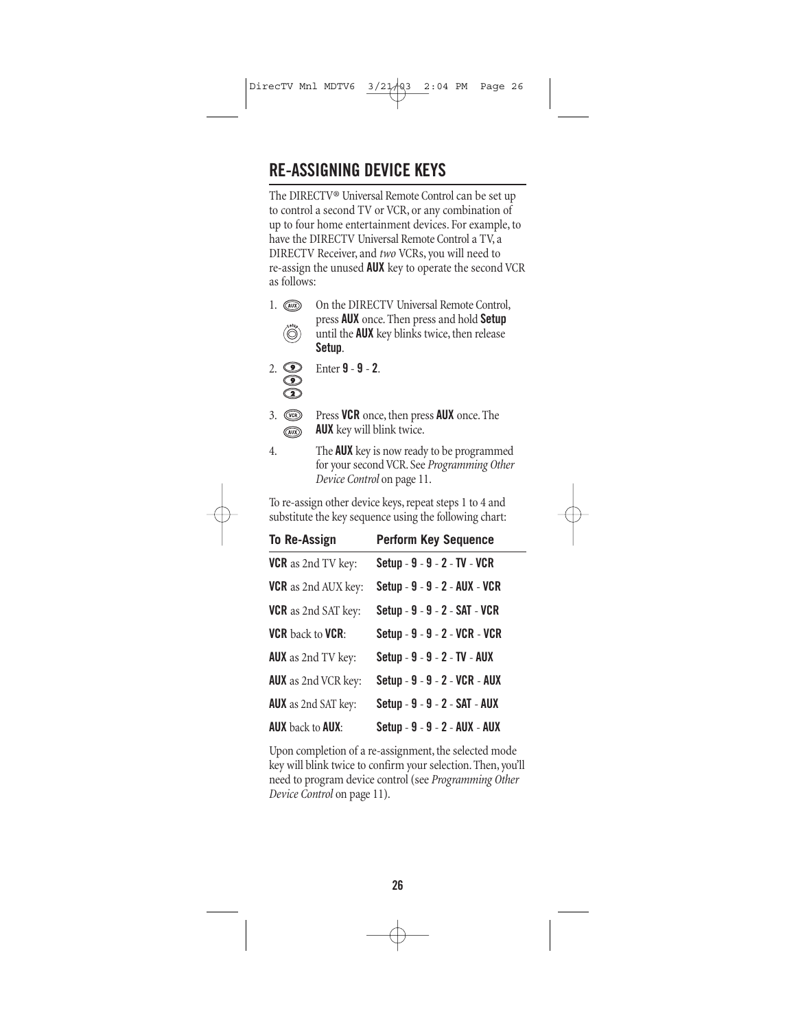## RE-ASSIGNING DEVICE KEYS

The DIRECTV® Universal Remote Control can be set up to control a second TV or VCR, or any combination of up to four home entertainment devices. For example, to have the DIRECTV Universal Remote Control a TV, a DIRECTV Receiver, and *two* VCRs, you will need to re-assign the unused **AUX** key to operate the second VCR as follows:

1. On the DIRECTV Universal Remote Control, press **AUX** once. Then press and hold **Setup** until the **AUX** key blinks twice, then release **Setup**.
2. Enter **9** - **9** - **2**.
3. Press **VCR** once, then press **AUX** once. The **AUX** key will blink twice.
4. The **AUX** key is now ready to be programmed for your second VCR. See *Programming Other Device Control* on page 11.

To re-assign other device keys, repeat steps 1 to 4 and substitute the key sequence using the following chart:

| To Re-Assign | Perform Key Sequence |
|---|---|
| **VCR** as 2nd TV key: | **Setup** - **9** - **9** - **2** - **TV** - **VCR** |
| **VCR** as 2nd AUX key: | **Setup** - **9** - **9** - **2** - **AUX** - **VCR** |
| **VCR** as 2nd SAT key: | **Setup** - **9** - **9** - **2** - **SAT** - **VCR** |
| **VCR** back to **VCR**: | **Setup** - **9** - **9** - **2** - **VCR** - **VCR** |
| **AUX** as 2nd TV key: | **Setup** - **9** - **9** - **2** - **TV** - **AUX** |
| **AUX** as 2nd VCR key: | **Setup** - **9** - **9** - **2** - **VCR** - **AUX** |
| **AUX** as 2nd SAT key: | **Setup** - **9** - **9** - **2** - **SAT** - **AUX** |
| **AUX** back to **AUX**: | **Setup** - **9** - **9** - **2** - **AUX** - **AUX** |

Upon completion of a re-assignment, the selected mode key will blink twice to confirm your selection. Then, you'll need to program device control (see *Programming Other Device Control* on page 11).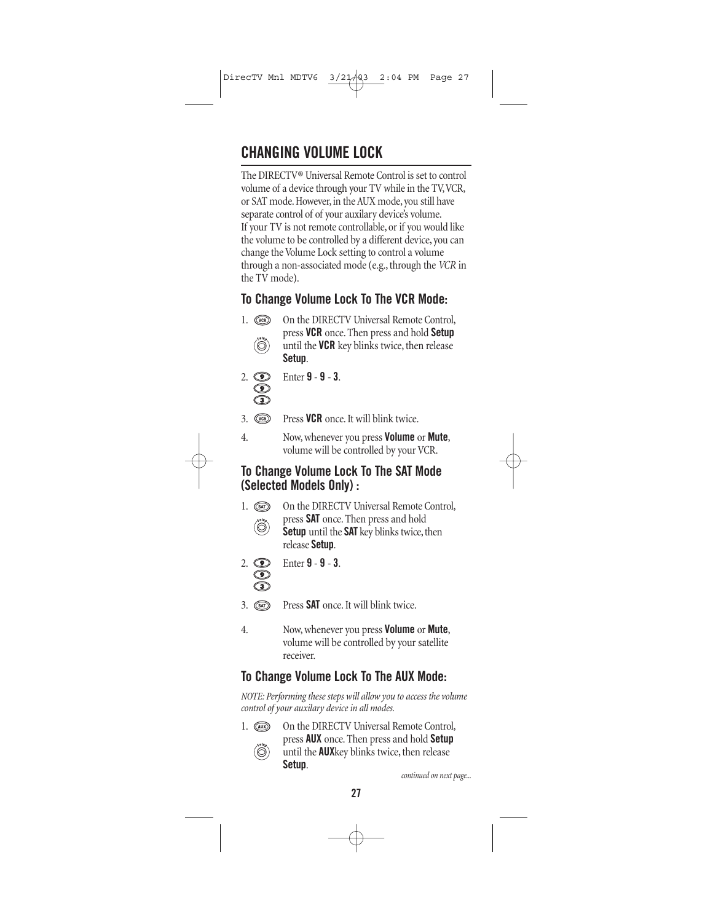# CHANGING VOLUME LOCK

The DIRECTV® Universal Remote Control is set to control volume of a device through your TV while in the TV, VCR, or SAT mode. However, in the AUX mode, you still have separate control of of your auxilary device's volume. If your TV is not remote controllable, or if you would like the volume to be controlled by a different device, you can change the Volume Lock setting to control a volume through a non-associated mode (e.g., through the *VCR* in the TV mode).

## To Change Volume Lock To The VCR Mode:

1. On the DIRECTV Universal Remote Control, press **VCR** once. Then press and hold **Setup** until the **VCR** key blinks twice, then release **Setup**.
2. Enter **9** - **9** - **3**.
3. Press **VCR** once. It will blink twice.
4. Now, whenever you press **Volume** or **Mute**, volume will be controlled by your VCR.

## To Change Volume Lock To The SAT Mode (Selected Models Only) :

1. On the DIRECTV Universal Remote Control, press **SAT** once. Then press and hold **Setup** until the **SAT** key blinks twice, then release **Setup**.
2. Enter **9** - **9** - **3**.
3. Press **SAT** once. It will blink twice.
4. Now, whenever you press **Volume** or **Mute**, volume will be controlled by your satellite receiver.

## To Change Volume Lock To The AUX Mode:

*NOTE: Performing these steps will allow you to access the volume control of your auxilary device in all modes.*

1. On the DIRECTV Universal Remote Control, press **AUX** once. Then press and hold **Setup** until the **AUX**key blinks twice, then release **Setup**.

*continued on next page...*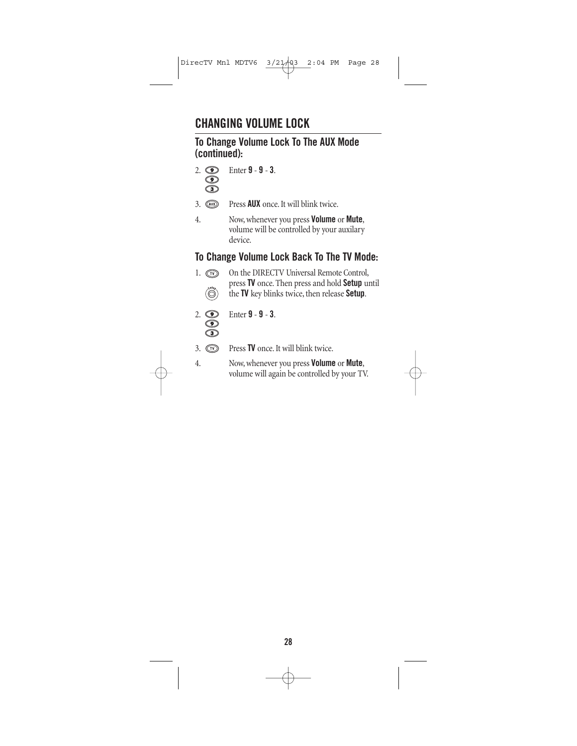# CHANGING VOLUME LOCK

## To Change Volume Lock To The AUX Mode (continued):

2. Enter **9** - **9** - **3**.

3. Press **AUX** once. It will blink twice.

4. Now, whenever you press **Volume** or **Mute**, volume will be controlled by your auxilary device.

## To Change Volume Lock Back To The TV Mode:

1. On the DIRECTV Universal Remote Control, press **TV** once. Then press and hold **Setup** until the **TV** key blinks twice, then release **Setup**.

2. Enter **9** - **9** - **3**.

3. Press **TV** once. It will blink twice.

4. Now, whenever you press **Volume** or **Mute**, volume will again be controlled by your TV.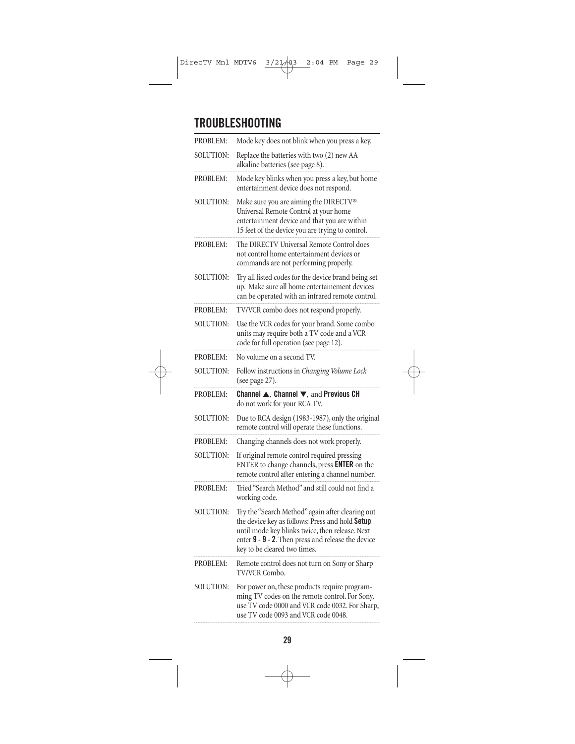## TROUBLESHOOTING

| | |
|---|---|
| PROBLEM: | Mode key does not blink when you press a key. |
| SOLUTION: | Replace the batteries with two (2) new AA alkaline batteries (see page 8). |
| PROBLEM: | Mode key blinks when you press a key, but home entertainment device does not respond. |
| SOLUTION: | Make sure you are aiming the DIRECTV® Universal Remote Control at your home entertainment device and that you are within 15 feet of the device you are trying to control. |
| PROBLEM: | The DIRECTV Universal Remote Control does not control home entertainment devices or commands are not performing properly. |
| SOLUTION: | Try all listed codes for the device brand being set up. Make sure all home entertainement devices can be operated with an infrared remote control. |
| PROBLEM: | TV/VCR combo does not respond properly. |
| SOLUTION: | Use the VCR codes for your brand. Some combo units may require both a TV code and a VCR code for full operation (see page 12). |
| PROBLEM: | No volume on a second TV. |
| SOLUTION: | Follow instructions in *Changing Volume Lock* (see page 27). |
| PROBLEM: | **Channel ▲**, **Channel ▼**, and **Previous CH** do not work for your RCA TV. |
| SOLUTION: | Due to RCA design (1983-1987), only the original remote control will operate these functions. |
| PROBLEM: | Changing channels does not work properly. |
| SOLUTION: | If original remote control required pressing ENTER to change channels, press **ENTER** on the remote control after entering a channel number. |
| PROBLEM: | Tried "Search Method" and still could not find a working code. |
| SOLUTION: | Try the "Search Method" again after clearing out the device key as follows: Press and hold **Setup** until mode key blinks twice, then release. Next enter **9** - **9** - **2**. Then press and release the device key to be cleared two times. |
| PROBLEM: | Remote control does not turn on Sony or Sharp TV/VCR Combo. |
| SOLUTION: | For power on, these products require programming TV codes on the remote control. For Sony, use TV code 0000 and VCR code 0032. For Sharp, use TV code 0093 and VCR code 0048. |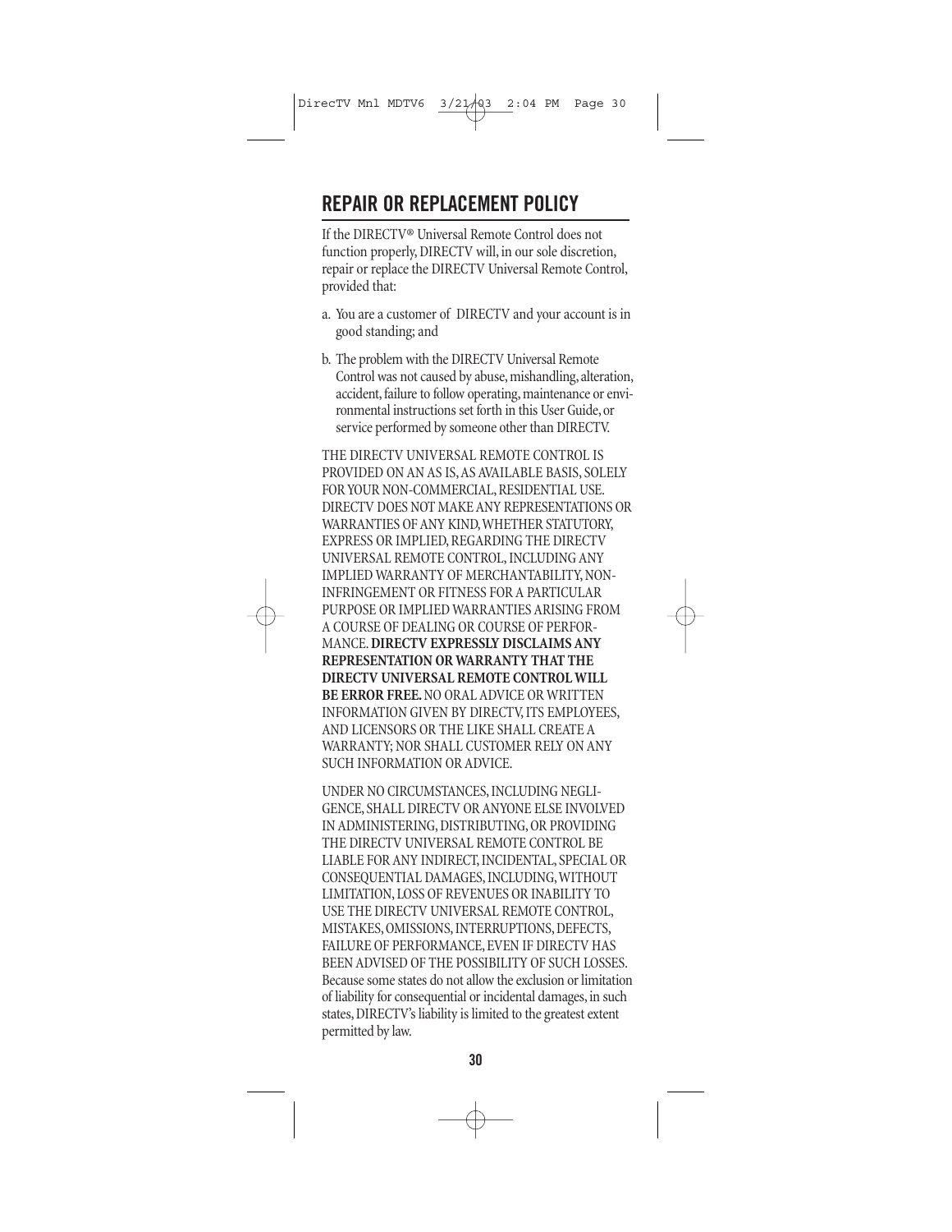## REPAIR OR REPLACEMENT POLICY

If the DIRECTV® Universal Remote Control does not function properly, DIRECTV will, in our sole discretion, repair or replace the DIRECTV Universal Remote Control, provided that:

a. You are a customer of DIRECTV and your account is in good standing; and

b. The problem with the DIRECTV Universal Remote Control was not caused by abuse, mishandling, alteration, accident, failure to follow operating, maintenance or environmental instructions set forth in this User Guide, or service performed by someone other than DIRECTV.

THE DIRECTV UNIVERSAL REMOTE CONTROL IS PROVIDED ON AN AS IS, AS AVAILABLE BASIS, SOLELY FOR YOUR NON-COMMERCIAL, RESIDENTIAL USE. DIRECTV DOES NOT MAKE ANY REPRESENTATIONS OR WARRANTIES OF ANY KIND, WHETHER STATUTORY, EXPRESS OR IMPLIED, REGARDING THE DIRECTV UNIVERSAL REMOTE CONTROL, INCLUDING ANY IMPLIED WARRANTY OF MERCHANTABILITY, NON-INFRINGEMENT OR FITNESS FOR A PARTICULAR PURPOSE OR IMPLIED WARRANTIES ARISING FROM A COURSE OF DEALING OR COURSE OF PERFORMANCE. **DIRECTV EXPRESSLY DISCLAIMS ANY REPRESENTATION OR WARRANTY THAT THE DIRECTV UNIVERSAL REMOTE CONTROL WILL BE ERROR FREE.** NO ORAL ADVICE OR WRITTEN INFORMATION GIVEN BY DIRECTV, ITS EMPLOYEES, AND LICENSORS OR THE LIKE SHALL CREATE A WARRANTY; NOR SHALL CUSTOMER RELY ON ANY SUCH INFORMATION OR ADVICE.

UNDER NO CIRCUMSTANCES, INCLUDING NEGLIGENCE, SHALL DIRECTV OR ANYONE ELSE INVOLVED IN ADMINISTERING, DISTRIBUTING, OR PROVIDING THE DIRECTV UNIVERSAL REMOTE CONTROL BE LIABLE FOR ANY INDIRECT, INCIDENTAL, SPECIAL OR CONSEQUENTIAL DAMAGES, INCLUDING, WITHOUT LIMITATION, LOSS OF REVENUES OR INABILITY TO USE THE DIRECTV UNIVERSAL REMOTE CONTROL, MISTAKES, OMISSIONS, INTERRUPTIONS, DEFECTS, FAILURE OF PERFORMANCE, EVEN IF DIRECTV HAS BEEN ADVISED OF THE POSSIBILITY OF SUCH LOSSES. Because some states do not allow the exclusion or limitation of liability for consequential or incidental damages, in such states, DIRECTV's liability is limited to the greatest extent permitted by law.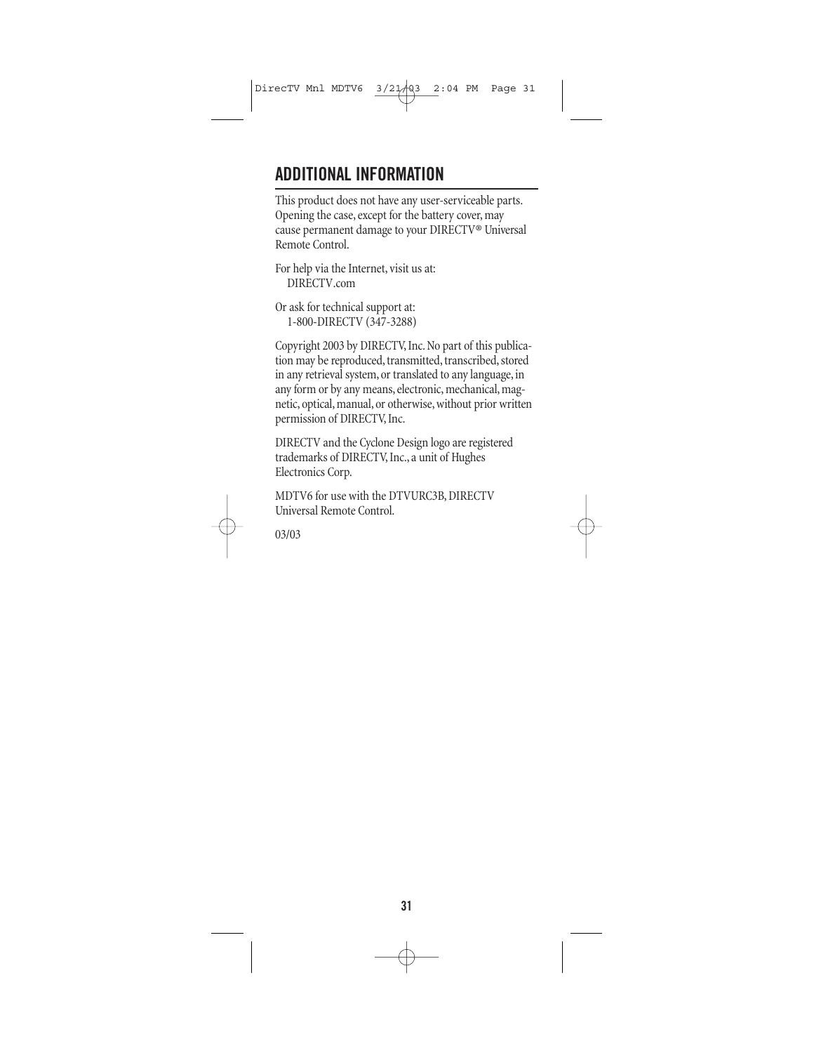# ADDITIONAL INFORMATION

This product does not have any user-serviceable parts. Opening the case, except for the battery cover, may cause permanent damage to your DIRECTV® Universal Remote Control.

For help via the Internet, visit us at:
DIRECTV.com

Or ask for technical support at:
1-800-DIRECTV (347-3288)

Copyright 2003 by DIRECTV, Inc. No part of this publication may be reproduced, transmitted, transcribed, stored in any retrieval system, or translated to any language, in any form or by any means, electronic, mechanical, magnetic, optical, manual, or otherwise, without prior written permission of DIRECTV, Inc.

DIRECTV and the Cyclone Design logo are registered trademarks of DIRECTV, Inc., a unit of Hughes Electronics Corp.

MDTV6 for use with the DTVURC3B, DIRECTV Universal Remote Control.

03/03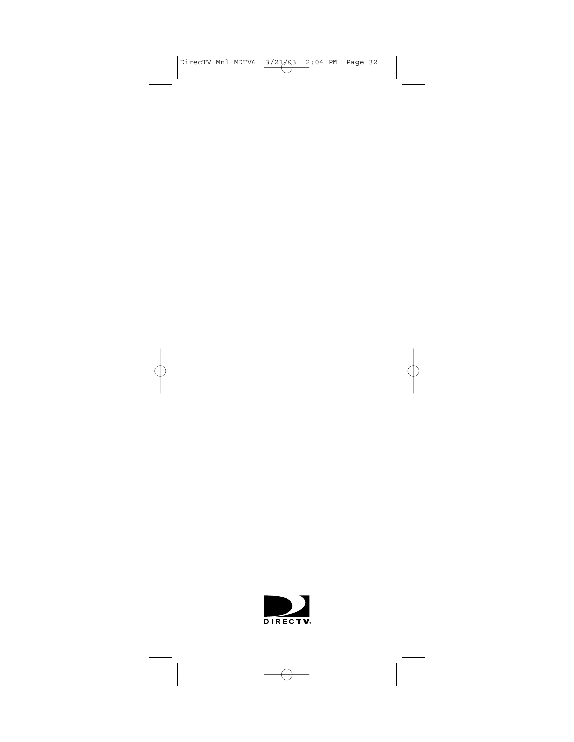DIRECTV®